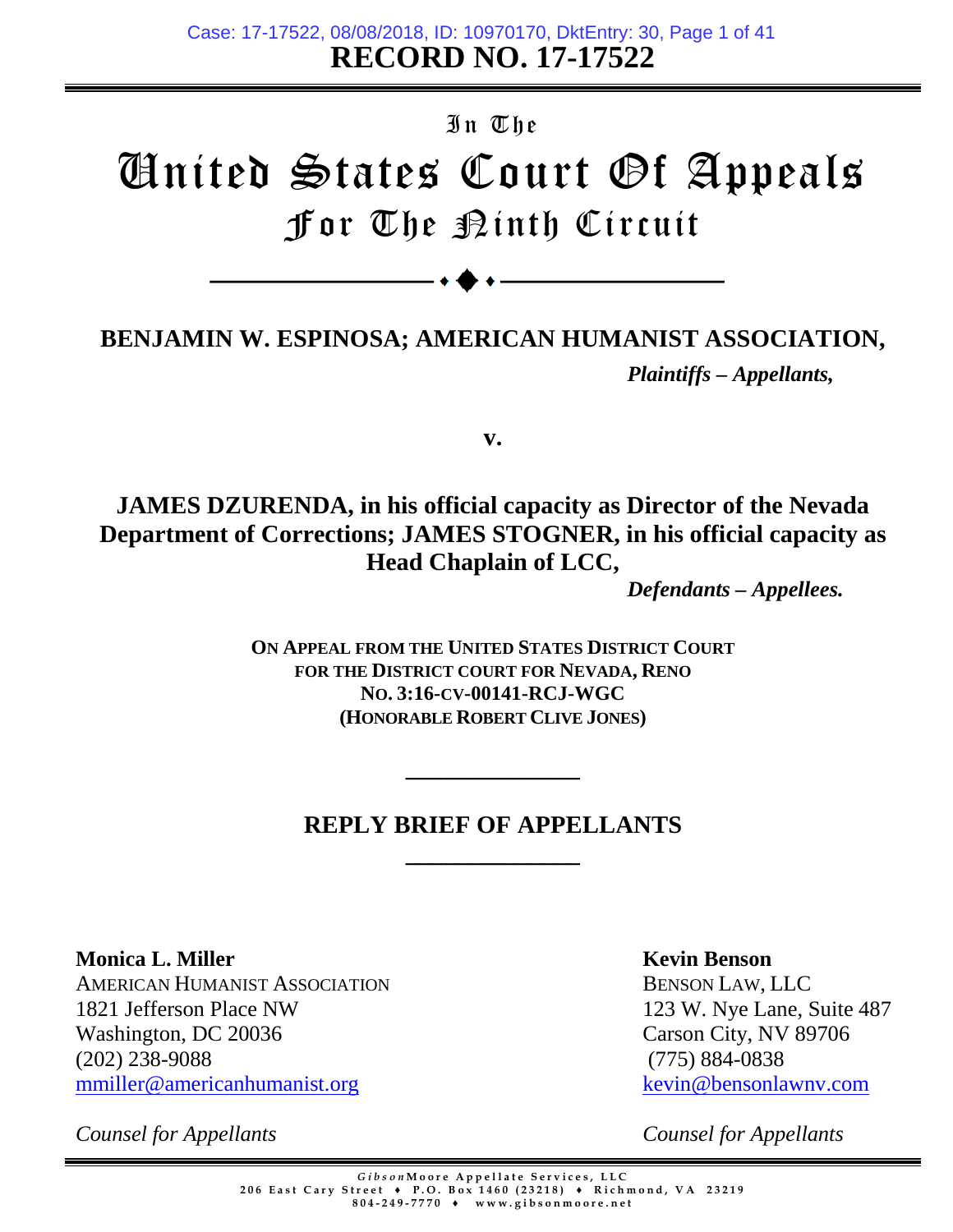**RECORD NO. 17-17522**

In The

# United States Court Of Appeals
## For The Ninth Circuit

**BENJAMIN W. ESPINOSA; AMERICAN HUMANIST ASSOCIATION,**

*Plaintiffs – Appellants,*

**v.**

**JAMES DZURENDA, in his official capacity as Director of the Nevada Department of Corrections; JAMES STOGNER, in his official capacity as Head Chaplain of LCC,**

*Defendants – Appellees.*

**ON APPEAL FROM THE UNITED STATES DISTRICT COURT FOR THE DISTRICT COURT FOR NEVADA, RENO**
**NO. 3:16-CV-00141-RCJ-WGC**
**(HONORABLE ROBERT CLIVE JONES)**

## REPLY BRIEF OF APPELLANTS

**Monica L. Miller**
AMERICAN HUMANIST ASSOCIATION
1821 Jefferson Place NW
Washington, DC 20036
(202) 238-9088
mmiller@americanhumanist.org

*Counsel for Appellants*

**Kevin Benson**
BENSON LAW, LLC
123 W. Nye Lane, Suite 487
Carson City, NV 89706
(775) 884-0838
kevin@bensonlawnv.com

*Counsel for Appellants*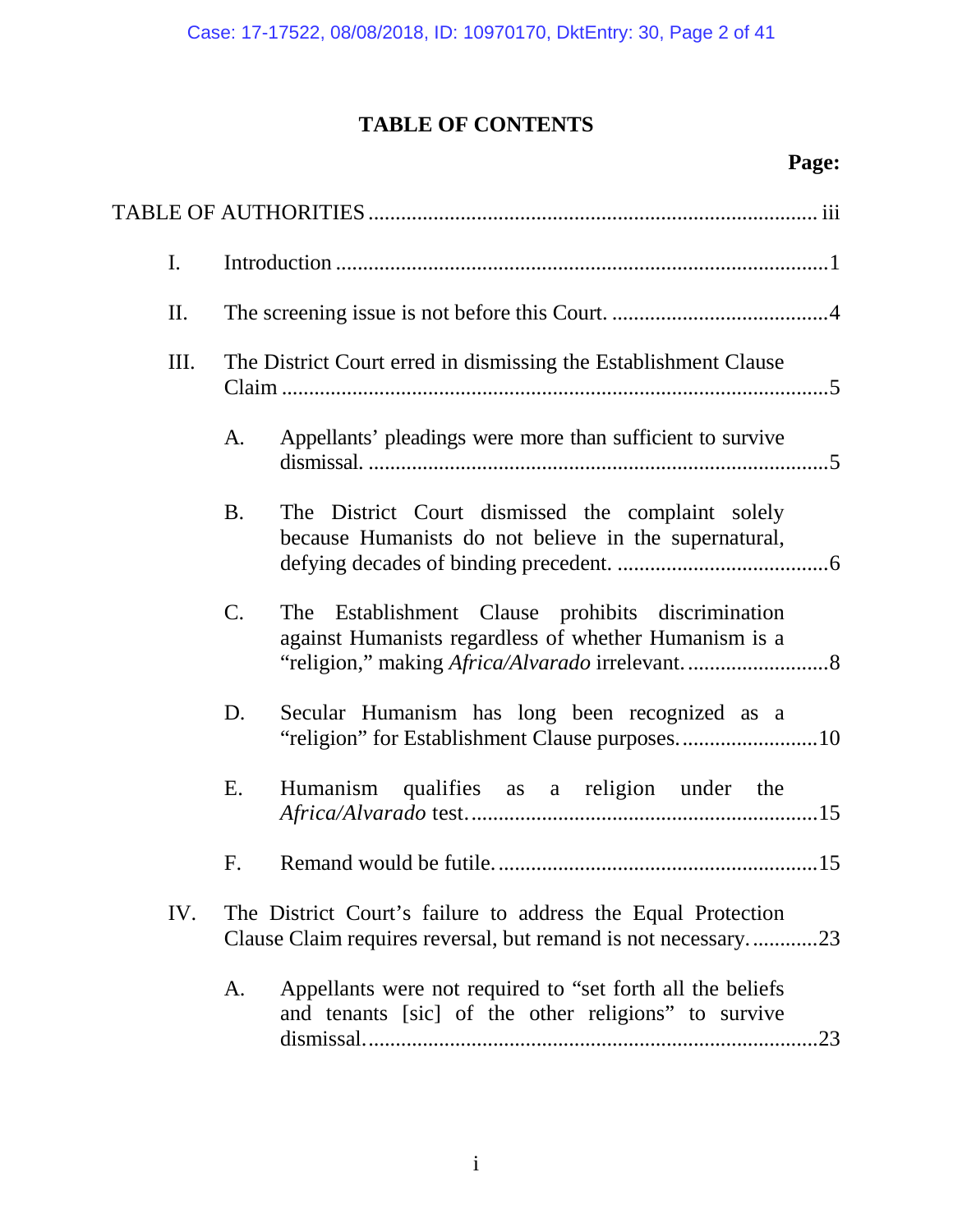# TABLE OF CONTENTS

**Page:**

TABLE OF AUTHORITIES .................................................................................. iii

I. Introduction ..........................................................................................1

II. The screening issue is not before this Court. ........................................4

III. The District Court erred in dismissing the Establishment Clause Claim ...................................................................................................5

  A. Appellants' pleadings were more than sufficient to survive dismissal. ....................................................................................5

  B. The District Court dismissed the complaint solely because Humanists do not believe in the supernatural, defying decades of binding precedent. .......................................6

  C. The Establishment Clause prohibits discrimination against Humanists regardless of whether Humanism is a "religion," making *Africa/Alvarado* irrelevant. ..........................8

  D. Secular Humanism has long been recognized as a "religion" for Establishment Clause purposes. .........................10

  E. Humanism qualifies as a religion under the *Africa/Alvarado* test. ................................................................15

  F. Remand would be futile. ...........................................................15

IV. The District Court's failure to address the Equal Protection Clause Claim requires reversal, but remand is not necessary. ............23

  A. Appellants were not required to "set forth all the beliefs and tenants [sic] of the other religions" to survive dismissal. ...................................................................................23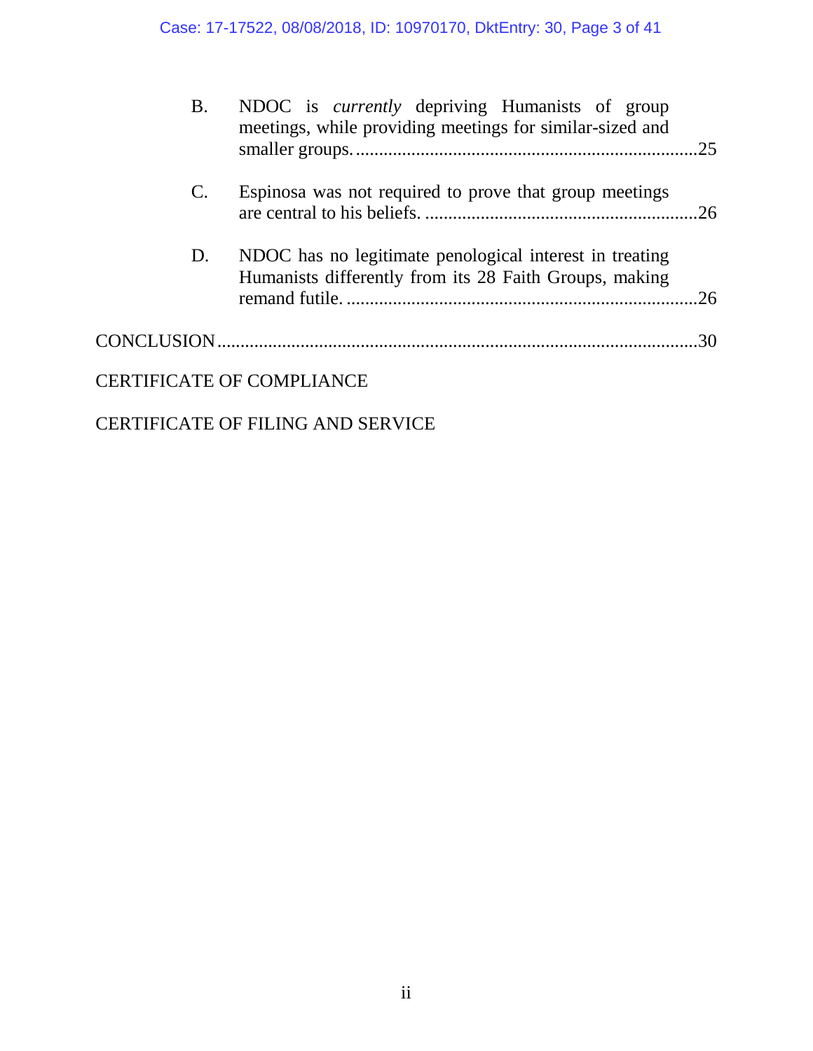B. NDOC is *currently* depriving Humanists of group meetings, while providing meetings for similar-sized and smaller groups. ........................................................................25

C. Espinosa was not required to prove that group meetings are central to his beliefs. ..........................................................26

D. NDOC has no legitimate penological interest in treating Humanists differently from its 28 Faith Groups, making remand futile. ...........................................................................26

CONCLUSION.......................................................................................................30

CERTIFICATE OF COMPLIANCE

CERTIFICATE OF FILING AND SERVICE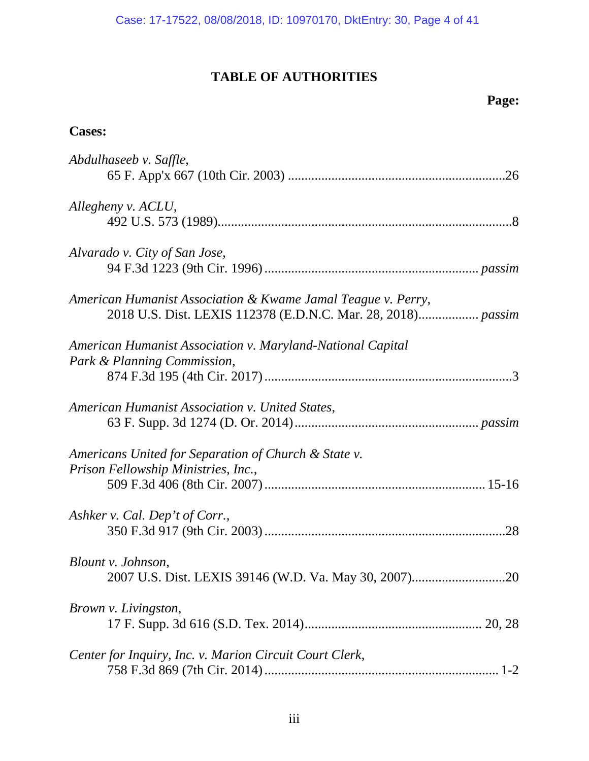# TABLE OF AUTHORITIES

**Page:**

**Cases:**

*Abdulhaseeb v. Saffle*,
65 F. App'x 667 (10th Cir. 2003) ....................................................................26

*Allegheny v. ACLU*,
492 U.S. 573 (1989)............................................................................................8

*Alvarado v. City of San Jose*,
94 F.3d 1223 (9th Cir. 1996) ................................................................... *passim*

*American Humanist Association & Kwame Jamal Teague v. Perry*,
2018 U.S. Dist. LEXIS 112378 (E.D.N.C. Mar. 28, 2018).................. *passim*

*American Humanist Association v. Maryland-National Capital Park & Planning Commission*,
874 F.3d 195 (4th Cir. 2017) ...........................................................................3

*American Humanist Association v. United States*,
63 F. Supp. 3d 1274 (D. Or. 2014)........................................................ *passim*

*Americans United for Separation of Church & State v. Prison Fellowship Ministries, Inc.*,
509 F.3d 406 (8th Cir. 2007) ................................................................... 15-16

*Ashker v. Cal. Dep't of Corr.*,
350 F.3d 917 (9th Cir. 2003) .........................................................................28

*Blount v. Johnson*,
2007 U.S. Dist. LEXIS 39146 (W.D. Va. May 30, 2007)............................20

*Brown v. Livingston*,
17 F. Supp. 3d 616 (S.D. Tex. 2014)...................................................... 20, 28

*Center for Inquiry, Inc. v. Marion Circuit Court Clerk*,
758 F.3d 869 (7th Cir. 2014) ........................................................................ 1-2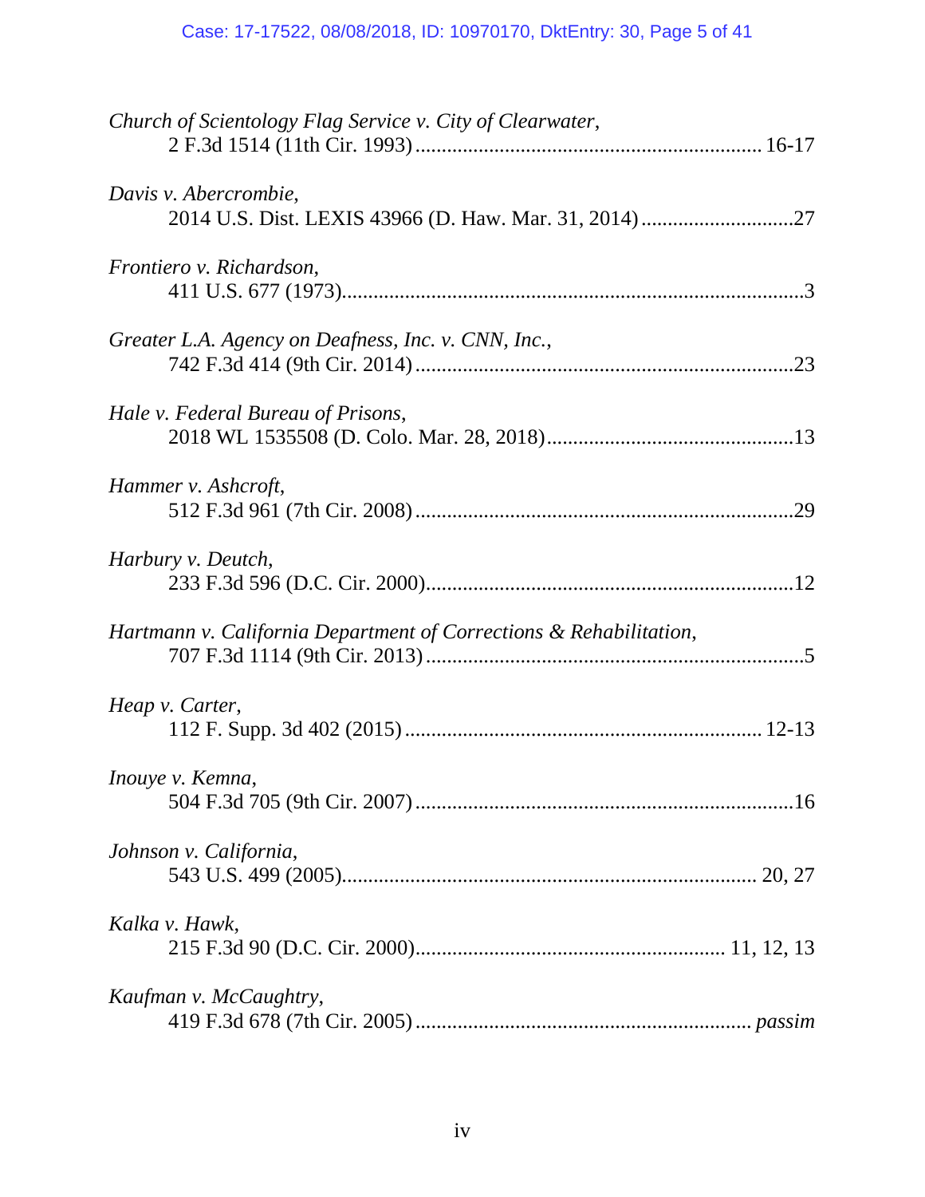*Church of Scientology Flag Service v. City of Clearwater*,
2 F.3d 1514 (11th Cir. 1993) .................................................................. 16-17

*Davis v. Abercrombie*,
2014 U.S. Dist. LEXIS 43966 (D. Haw. Mar. 31, 2014) .............................27

*Frontiero v. Richardson*,
411 U.S. 677 (1973).......................................................................................3

*Greater L.A. Agency on Deafness, Inc. v. CNN, Inc.*,
742 F.3d 414 (9th Cir. 2014) ........................................................................23

*Hale v. Federal Bureau of Prisons*,
2018 WL 1535508 (D. Colo. Mar. 28, 2018)...............................................13

*Hammer v. Ashcroft*,
512 F.3d 961 (7th Cir. 2008) ........................................................................29

*Harbury v. Deutch*,
233 F.3d 596 (D.C. Cir. 2000)......................................................................12

*Hartmann v. California Department of Corrections & Rehabilitation*,
707 F.3d 1114 (9th Cir. 2013) ........................................................................5

*Heap v. Carter*,
112 F. Supp. 3d 402 (2015) .................................................................... 12-13

*Inouye v. Kemna*,
504 F.3d 705 (9th Cir. 2007) ........................................................................16

*Johnson v. California*,
543 U.S. 499 (2005)............................................................................. 20, 27

*Kalka v. Hawk*,
215 F.3d 90 (D.C. Cir. 2000).......................................................... 11, 12, 13

*Kaufman v. McCaughtry*,
419 F.3d 678 (7th Cir. 2005) ............................................................... *passim*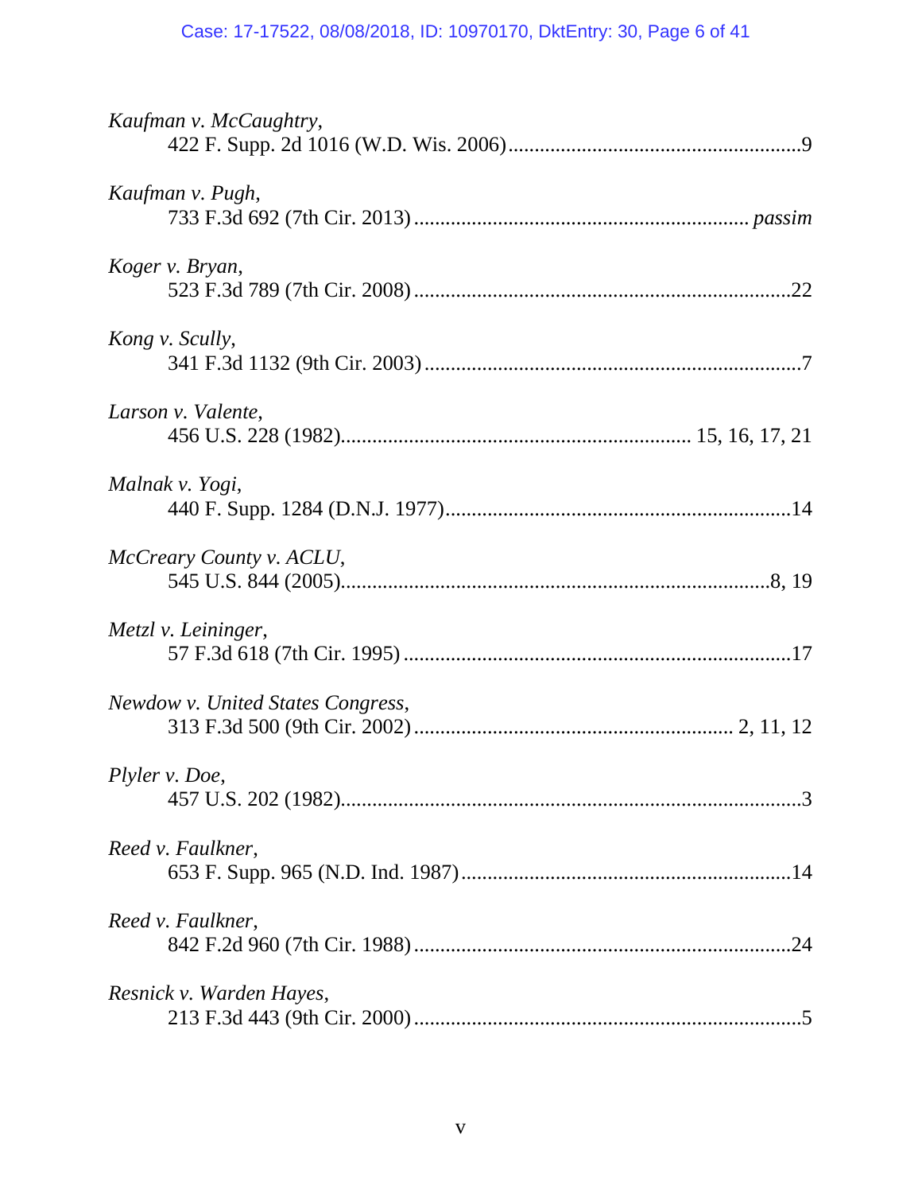*Kaufman v. McCaughtry*,
422 F. Supp. 2d 1016 (W.D. Wis. 2006) ........................................................ 9

*Kaufman v. Pugh*,
733 F.3d 692 (7th Cir. 2013) ............................................................... *passim*

*Koger v. Bryan*,
523 F.3d 789 (7th Cir. 2008) ....................................................................... 22

*Kong v. Scully*,
341 F.3d 1132 (9th Cir. 2003) ....................................................................... 7

*Larson v. Valente*,
456 U.S. 228 (1982) .................................................................. 15, 16, 17, 21

*Malnak v. Yogi*,
440 F. Supp. 1284 (D.N.J. 1977) .................................................................. 14

*McCreary County v. ACLU*,
545 U.S. 844 (2005) ................................................................................. 8, 19

*Metzl v. Leininger*,
57 F.3d 618 (7th Cir. 1995) ......................................................................... 17

*Newdow v. United States Congress*,
313 F.3d 500 (9th Cir. 2002) ........................................................... 2, 11, 12

*Plyler v. Doe*,
457 U.S. 202 (1982) ........................................................................................ 3

*Reed v. Faulkner*,
653 F. Supp. 965 (N.D. Ind. 1987) ............................................................... 14

*Reed v. Faulkner*,
842 F.2d 960 (7th Cir. 1988) ....................................................................... 24

*Resnick v. Warden Hayes*,
213 F.3d 443 (9th Cir. 2000) ......................................................................... 5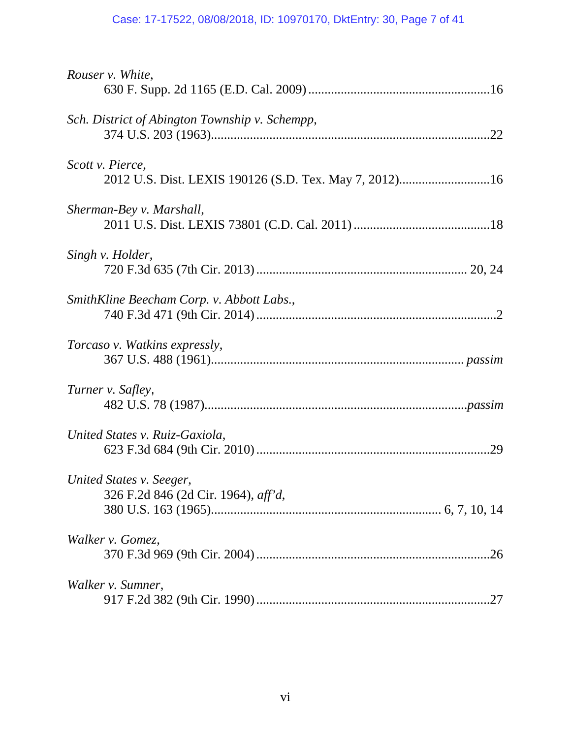*Rouser v. White*,
630 F. Supp. 2d 1165 (E.D. Cal. 2009) ........................................................16

*Sch. District of Abington Township v. Schempp*,
374 U.S. 203 (1963)......................................................................................22

*Scott v. Pierce*,
2012 U.S. Dist. LEXIS 190126 (S.D. Tex. May 7, 2012)............................16

*Sherman-Bey v. Marshall*,
2011 U.S. Dist. LEXIS 73801 (C.D. Cal. 2011) ..........................................18

*Singh v. Holder*,
720 F.3d 635 (7th Cir. 2013) ............................................................... 20, 24

*SmithKline Beecham Corp. v. Abbott Labs.*,
740 F.3d 471 (9th Cir. 2014) ..........................................................................2

*Torcaso v. Watkins expressly*,
367 U.S. 488 (1961)............................................................................. *passim*

*Turner v. Safley*,
482 U.S. 78 (1987)................................................................................*passim*

*United States v. Ruiz-Gaxiola*,
623 F.3d 684 (9th Cir. 2010) ........................................................................29

*United States v. Seeger*,
326 F.2d 846 (2d Cir. 1964), *aff'd*,
380 U.S. 163 (1965)...................................................................... 6, 7, 10, 14

*Walker v. Gomez*,
370 F.3d 969 (9th Cir. 2004) ........................................................................26

*Walker v. Sumner*,
917 F.2d 382 (9th Cir. 1990) ........................................................................27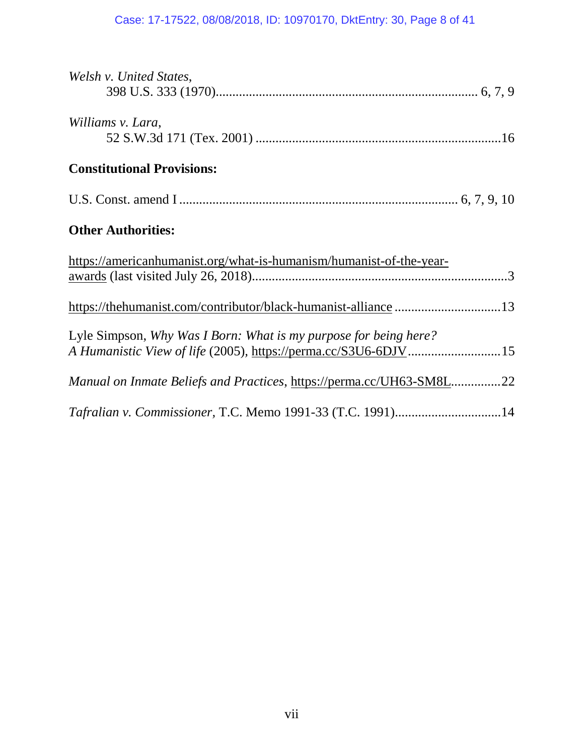*Welsh v. United States*,
398 U.S. 333 (1970)............................................................................ 6, 7, 9

*Williams v. Lara*,
52 S.W.3d 171 (Tex. 2001) .........................................................................16

**Constitutional Provisions:**

U.S. Const. amend I .................................................................................. 6, 7, 9, 10

**Other Authorities:**

https://americanhumanist.org/what-is-humanism/humanist-of-the-year-awards (last visited July 26, 2018)...........................................................................3

https://thehumanist.com/contributor/black-humanist-alliance ...............................13

Lyle Simpson, *Why Was I Born: What is my purpose for being here? A Humanistic View of life* (2005), https://perma.cc/S3U6-6DJV...........................15

*Manual on Inmate Beliefs and Practices*, https://perma.cc/UH63-SM8L...............22

*Tafralian v. Commissioner*, T.C. Memo 1991-33 (T.C. 1991)................................14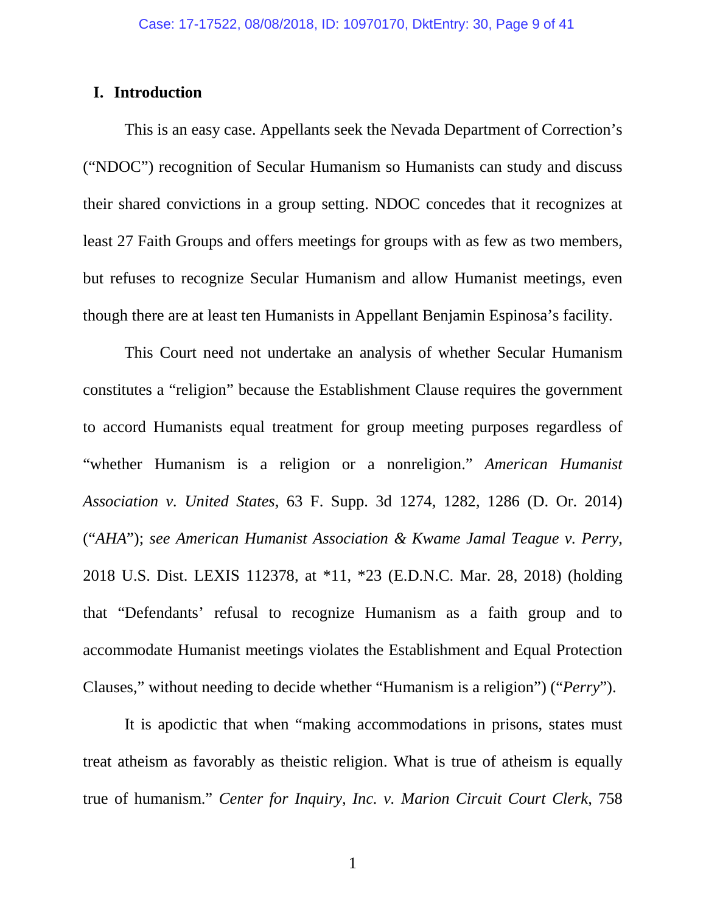## I. Introduction

This is an easy case. Appellants seek the Nevada Department of Correction's ("NDOC") recognition of Secular Humanism so Humanists can study and discuss their shared convictions in a group setting. NDOC concedes that it recognizes at least 27 Faith Groups and offers meetings for groups with as few as two members, but refuses to recognize Secular Humanism and allow Humanist meetings, even though there are at least ten Humanists in Appellant Benjamin Espinosa's facility.

This Court need not undertake an analysis of whether Secular Humanism constitutes a "religion" because the Establishment Clause requires the government to accord Humanists equal treatment for group meeting purposes regardless of "whether Humanism is a religion or a nonreligion." *American Humanist Association v. United States*, 63 F. Supp. 3d 1274, 1282, 1286 (D. Or. 2014) ("*AHA*"); *see American Humanist Association & Kwame Jamal Teague v. Perry*, 2018 U.S. Dist. LEXIS 112378, at *11, *23 (E.D.N.C. Mar. 28, 2018) (holding that "Defendants' refusal to recognize Humanism as a faith group and to accommodate Humanist meetings violates the Establishment and Equal Protection Clauses," without needing to decide whether "Humanism is a religion") ("*Perry*").

It is apodictic that when "making accommodations in prisons, states must treat atheism as favorably as theistic religion. What is true of atheism is equally true of humanism." *Center for Inquiry, Inc. v. Marion Circuit Court Clerk*, 758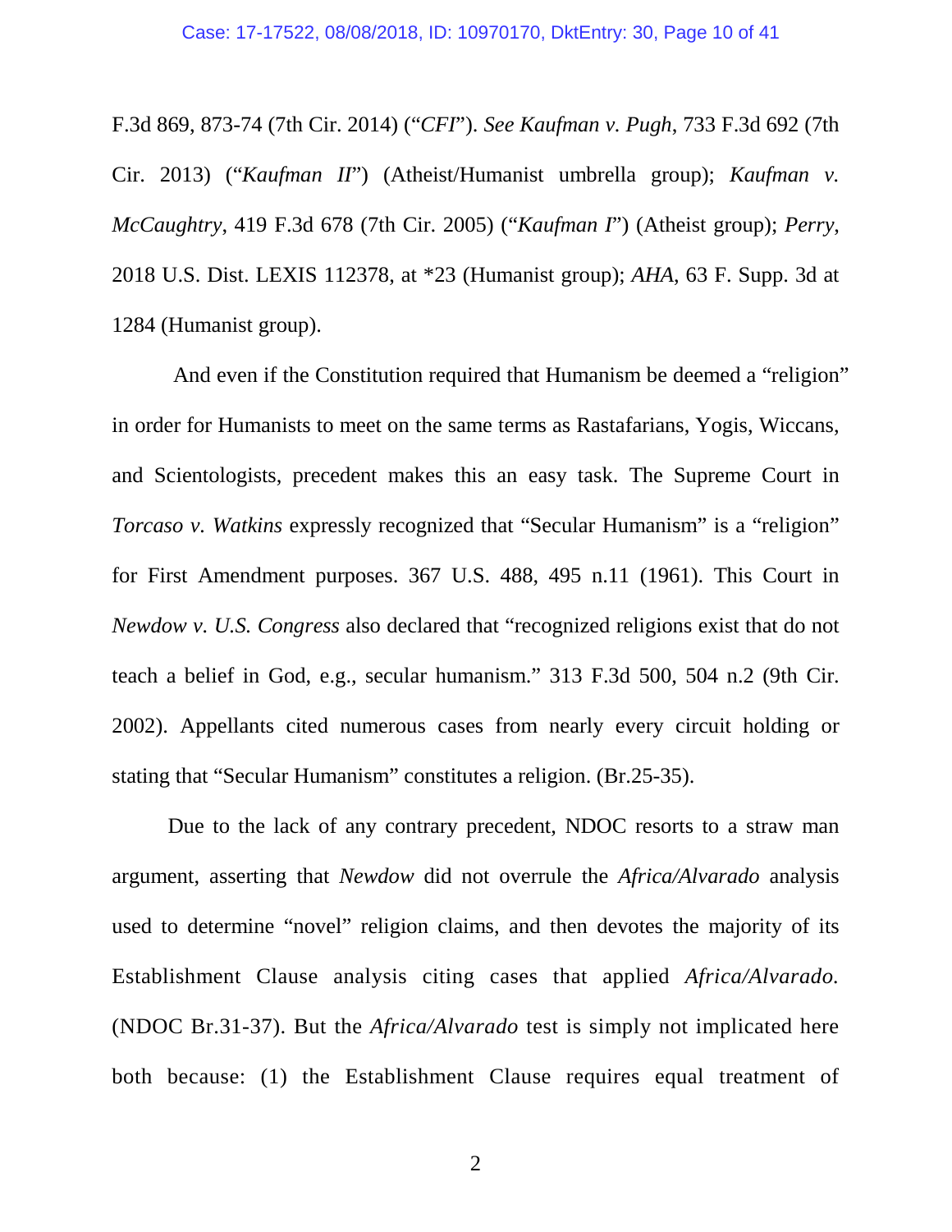F.3d 869, 873-74 (7th Cir. 2014) ("*CFI*"). *See Kaufman v. Pugh*, 733 F.3d 692 (7th Cir. 2013) ("*Kaufman II*") (Atheist/Humanist umbrella group); *Kaufman v. McCaughtry*, 419 F.3d 678 (7th Cir. 2005) ("*Kaufman I*") (Atheist group); *Perry*, 2018 U.S. Dist. LEXIS 112378, at *23 (Humanist group); *AHA*, 63 F. Supp. 3d at 1284 (Humanist group).

And even if the Constitution required that Humanism be deemed a "religion" in order for Humanists to meet on the same terms as Rastafarians, Yogis, Wiccans, and Scientologists, precedent makes this an easy task. The Supreme Court in *Torcaso v. Watkins* expressly recognized that "Secular Humanism" is a "religion" for First Amendment purposes. 367 U.S. 488, 495 n.11 (1961). This Court in *Newdow v. U.S. Congress* also declared that "recognized religions exist that do not teach a belief in God, e.g., secular humanism." 313 F.3d 500, 504 n.2 (9th Cir. 2002). Appellants cited numerous cases from nearly every circuit holding or stating that "Secular Humanism" constitutes a religion. (Br.25-35).

Due to the lack of any contrary precedent, NDOC resorts to a straw man argument, asserting that *Newdow* did not overrule the *Africa/Alvarado* analysis used to determine "novel" religion claims, and then devotes the majority of its Establishment Clause analysis citing cases that applied *Africa/Alvarado.* (NDOC Br.31-37). But the *Africa/Alvarado* test is simply not implicated here both because: (1) the Establishment Clause requires equal treatment of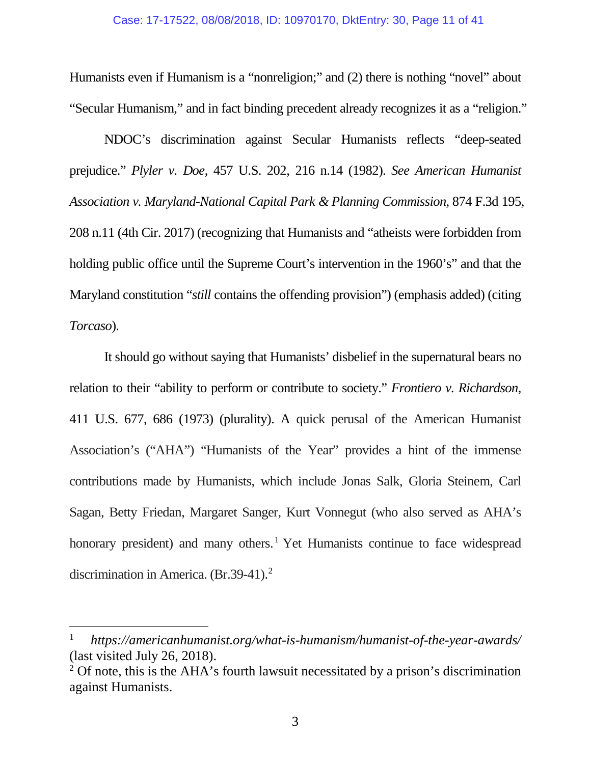Humanists even if Humanism is a "nonreligion;" and (2) there is nothing "novel" about "Secular Humanism," and in fact binding precedent already recognizes it as a "religion."

NDOC's discrimination against Secular Humanists reflects "deep-seated prejudice." *Plyler v. Doe*, 457 U.S. 202, 216 n.14 (1982). *See American Humanist Association v. Maryland-National Capital Park & Planning Commission*, 874 F.3d 195, 208 n.11 (4th Cir. 2017) (recognizing that Humanists and "atheists were forbidden from holding public office until the Supreme Court's intervention in the 1960's" and that the Maryland constitution "*still* contains the offending provision") (emphasis added) (citing *Torcaso*).

It should go without saying that Humanists' disbelief in the supernatural bears no relation to their "ability to perform or contribute to society." *Frontiero v. Richardson*, 411 U.S. 677, 686 (1973) (plurality). A quick perusal of the American Humanist Association's ("AHA") "Humanists of the Year" provides a hint of the immense contributions made by Humanists, which include Jonas Salk, Gloria Steinem, Carl Sagan, Betty Friedan, Margaret Sanger, Kurt Vonnegut (who also served as AHA's honorary president) and many others.[1] Yet Humanists continue to face widespread discrimination in America. (Br.39-41).[2]

---

[1] *https://americanhumanist.org/what-is-humanism/humanist-of-the-year-awards/* (last visited July 26, 2018).

[2] Of note, this is the AHA's fourth lawsuit necessitated by a prison's discrimination against Humanists.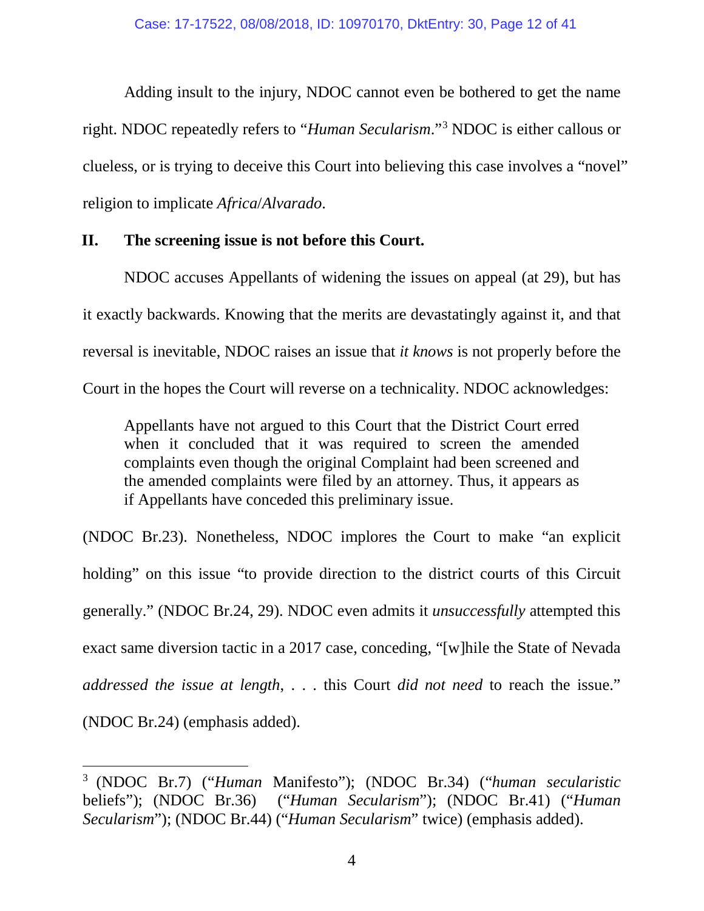Adding insult to the injury, NDOC cannot even be bothered to get the name right. NDOC repeatedly refers to "*Human Secularism*."[3] NDOC is either callous or clueless, or is trying to deceive this Court into believing this case involves a "novel" religion to implicate *Africa*/*Alvarado*.

## II. The screening issue is not before this Court.

NDOC accuses Appellants of widening the issues on appeal (at 29), but has it exactly backwards. Knowing that the merits are devastatingly against it, and that reversal is inevitable, NDOC raises an issue that *it knows* is not properly before the Court in the hopes the Court will reverse on a technicality. NDOC acknowledges:

> Appellants have not argued to this Court that the District Court erred when it concluded that it was required to screen the amended complaints even though the original Complaint had been screened and the amended complaints were filed by an attorney. Thus, it appears as if Appellants have conceded this preliminary issue.

(NDOC Br.23). Nonetheless, NDOC implores the Court to make "an explicit holding" on this issue "to provide direction to the district courts of this Circuit generally." (NDOC Br.24, 29). NDOC even admits it *unsuccessfully* attempted this exact same diversion tactic in a 2017 case, conceding, "[w]hile the State of Nevada *addressed the issue at length*, . . . this Court *did not need* to reach the issue." (NDOC Br.24) (emphasis added).

---

[3] (NDOC Br.7) ("*Human* Manifesto"); (NDOC Br.34) ("*human secularistic* beliefs"); (NDOC Br.36) ("*Human Secularism*"); (NDOC Br.41) ("*Human Secularism*"); (NDOC Br.44) ("*Human Secularism*" twice) (emphasis added).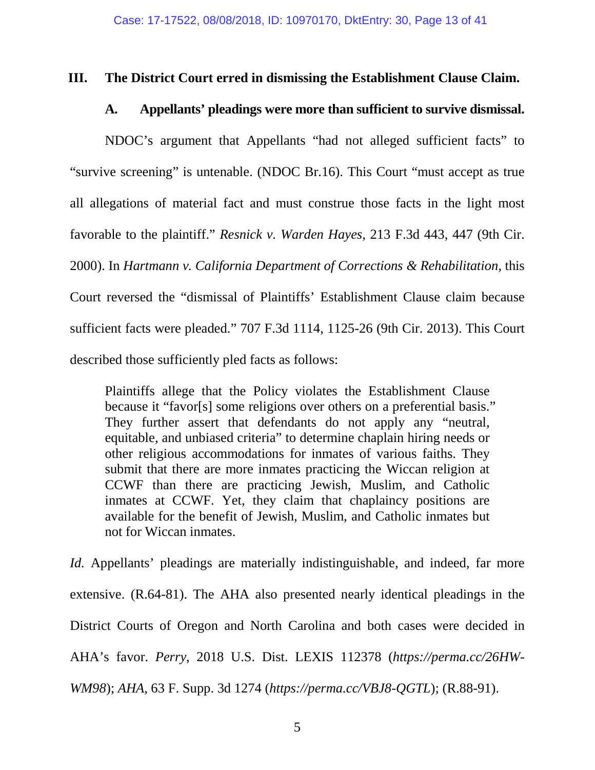### III. The District Court erred in dismissing the Establishment Clause Claim.

#### A. Appellants' pleadings were more than sufficient to survive dismissal.

NDOC's argument that Appellants "had not alleged sufficient facts" to "survive screening" is untenable. (NDOC Br.16). This Court "must accept as true all allegations of material fact and must construe those facts in the light most favorable to the plaintiff." *Resnick v. Warden Hayes*, 213 F.3d 443, 447 (9th Cir. 2000). In *Hartmann v. California Department of Corrections & Rehabilitation*, this Court reversed the "dismissal of Plaintiffs' Establishment Clause claim because sufficient facts were pleaded." 707 F.3d 1114, 1125-26 (9th Cir. 2013). This Court described those sufficiently pled facts as follows:

> Plaintiffs allege that the Policy violates the Establishment Clause because it "favor[s] some religions over others on a preferential basis." They further assert that defendants do not apply any "neutral, equitable, and unbiased criteria" to determine chaplain hiring needs or other religious accommodations for inmates of various faiths. They submit that there are more inmates practicing the Wiccan religion at CCWF than there are practicing Jewish, Muslim, and Catholic inmates at CCWF. Yet, they claim that chaplaincy positions are available for the benefit of Jewish, Muslim, and Catholic inmates but not for Wiccan inmates.

*Id.* Appellants' pleadings are materially indistinguishable, and indeed, far more extensive. (R.64-81). The AHA also presented nearly identical pleadings in the District Courts of Oregon and North Carolina and both cases were decided in AHA's favor. *Perry*, 2018 U.S. Dist. LEXIS 112378 (*https://perma.cc/26HW-WM98*); *AHA*, 63 F. Supp. 3d 1274 (*https://perma.cc/VBJ8-QGTL*); (R.88-91).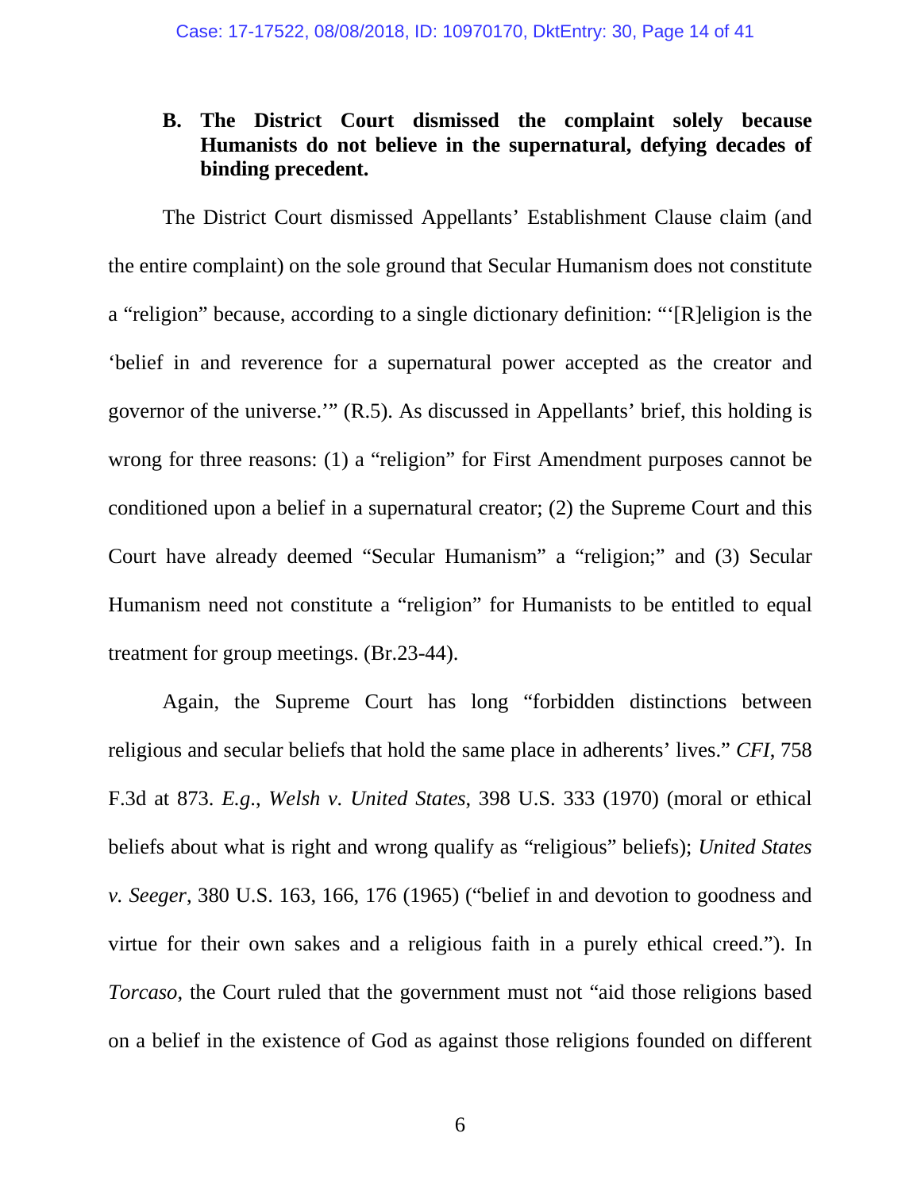### B. The District Court dismissed the complaint solely because Humanists do not believe in the supernatural, defying decades of binding precedent.

The District Court dismissed Appellants' Establishment Clause claim (and the entire complaint) on the sole ground that Secular Humanism does not constitute a "religion" because, according to a single dictionary definition: "'[R]eligion is the 'belief in and reverence for a supernatural power accepted as the creator and governor of the universe.'" (R.5). As discussed in Appellants' brief, this holding is wrong for three reasons: (1) a "religion" for First Amendment purposes cannot be conditioned upon a belief in a supernatural creator; (2) the Supreme Court and this Court have already deemed "Secular Humanism" a "religion;" and (3) Secular Humanism need not constitute a "religion" for Humanists to be entitled to equal treatment for group meetings. (Br.23-44).

Again, the Supreme Court has long "forbidden distinctions between religious and secular beliefs that hold the same place in adherents' lives." *CFI*, 758 F.3d at 873. *E.g.*, *Welsh v. United States*, 398 U.S. 333 (1970) (moral or ethical beliefs about what is right and wrong qualify as "religious" beliefs); *United States v. Seeger*, 380 U.S. 163, 166, 176 (1965) ("belief in and devotion to goodness and virtue for their own sakes and a religious faith in a purely ethical creed."). In *Torcaso*, the Court ruled that the government must not "aid those religions based on a belief in the existence of God as against those religions founded on different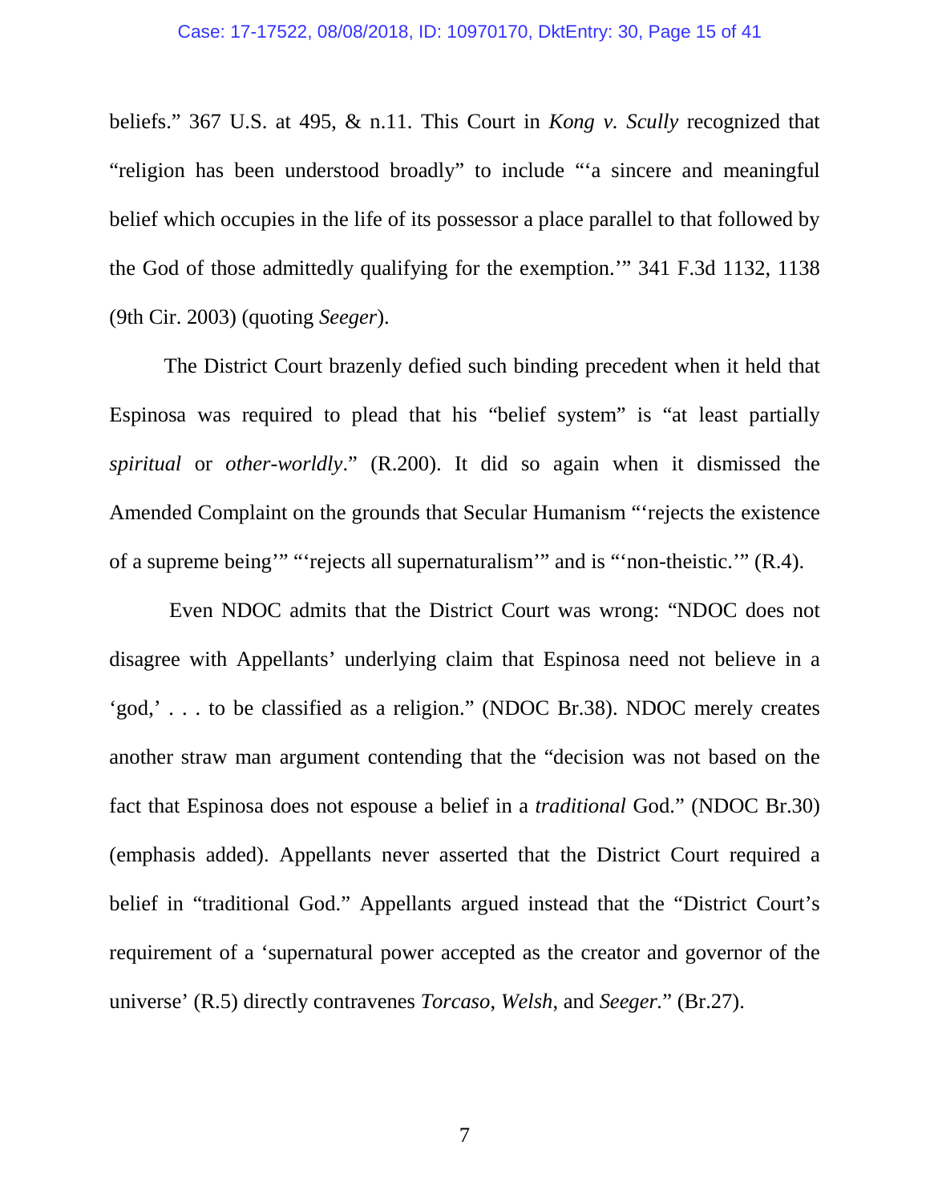beliefs." 367 U.S. at 495, & n.11. This Court in *Kong v. Scully* recognized that "religion has been understood broadly" to include "'a sincere and meaningful belief which occupies in the life of its possessor a place parallel to that followed by the God of those admittedly qualifying for the exemption.'" 341 F.3d 1132, 1138 (9th Cir. 2003) (quoting *Seeger*).

The District Court brazenly defied such binding precedent when it held that Espinosa was required to plead that his "belief system" is "at least partially *spiritual* or *other-worldly*." (R.200). It did so again when it dismissed the Amended Complaint on the grounds that Secular Humanism "'rejects the existence of a supreme being'" "'rejects all supernaturalism'" and is "'non-theistic.'" (R.4).

Even NDOC admits that the District Court was wrong: "NDOC does not disagree with Appellants' underlying claim that Espinosa need not believe in a 'god,' . . . to be classified as a religion." (NDOC Br.38). NDOC merely creates another straw man argument contending that the "decision was not based on the fact that Espinosa does not espouse a belief in a *traditional* God." (NDOC Br.30) (emphasis added). Appellants never asserted that the District Court required a belief in "traditional God." Appellants argued instead that the "District Court's requirement of a 'supernatural power accepted as the creator and governor of the universe' (R.5) directly contravenes *Torcaso*, *Welsh*, and *Seeger*." (Br.27).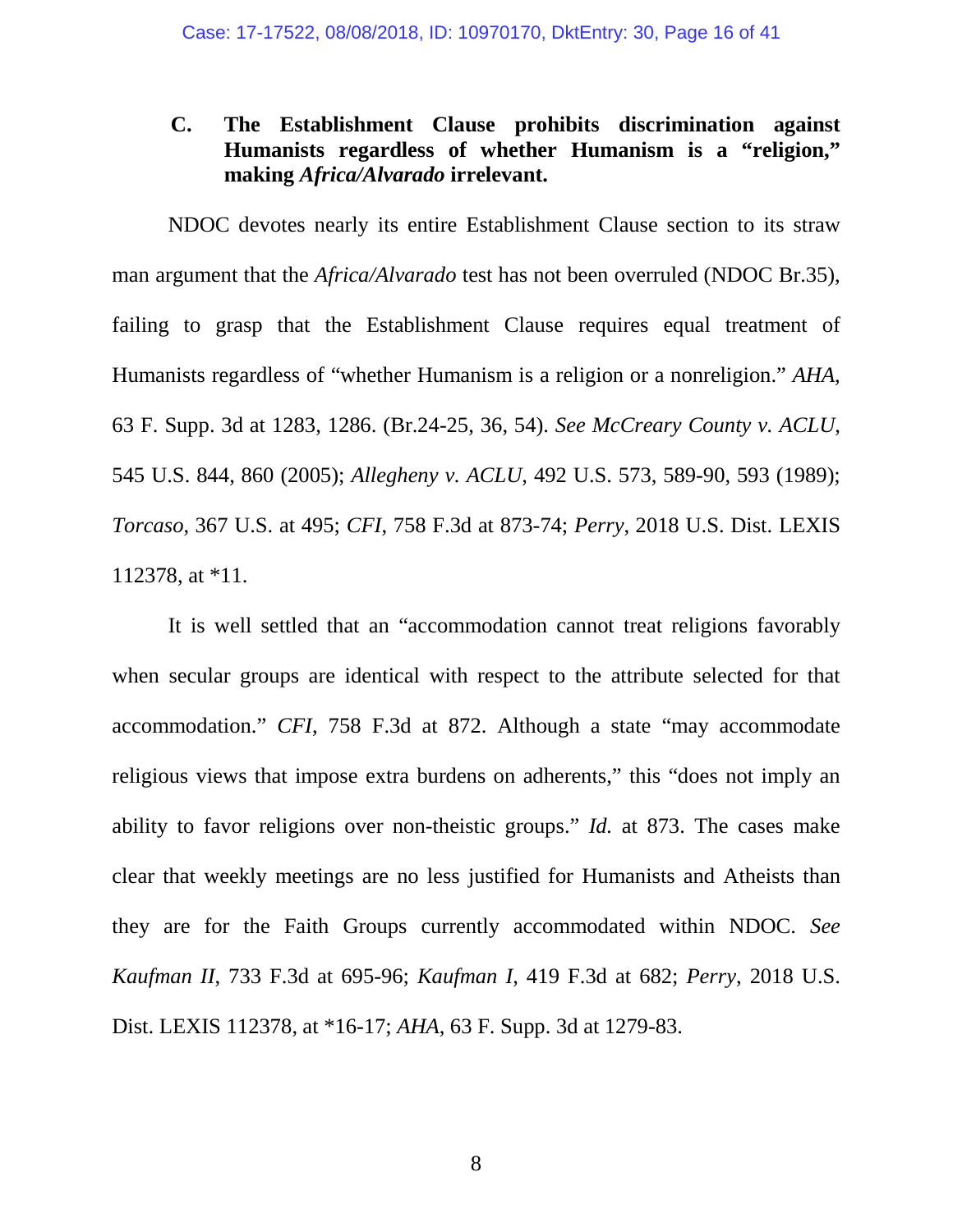### C. The Establishment Clause prohibits discrimination against Humanists regardless of whether Humanism is a "religion," making *Africa/Alvarado* irrelevant.

NDOC devotes nearly its entire Establishment Clause section to its straw man argument that the *Africa/Alvarado* test has not been overruled (NDOC Br.35), failing to grasp that the Establishment Clause requires equal treatment of Humanists regardless of "whether Humanism is a religion or a nonreligion." *AHA*, 63 F. Supp. 3d at 1283, 1286. (Br.24-25, 36, 54). *See McCreary County v. ACLU*, 545 U.S. 844, 860 (2005); *Allegheny v. ACLU*, 492 U.S. 573, 589-90, 593 (1989); *Torcaso*, 367 U.S. at 495; *CFI*, 758 F.3d at 873-74; *Perry*, 2018 U.S. Dist. LEXIS 112378, at *11.

It is well settled that an "accommodation cannot treat religions favorably when secular groups are identical with respect to the attribute selected for that accommodation." *CFI*, 758 F.3d at 872. Although a state "may accommodate religious views that impose extra burdens on adherents," this "does not imply an ability to favor religions over non-theistic groups." *Id.* at 873. The cases make clear that weekly meetings are no less justified for Humanists and Atheists than they are for the Faith Groups currently accommodated within NDOC. *See Kaufman II*, 733 F.3d at 695-96; *Kaufman I*, 419 F.3d at 682; *Perry*, 2018 U.S. Dist. LEXIS 112378, at *16-17; *AHA*, 63 F. Supp. 3d at 1279-83.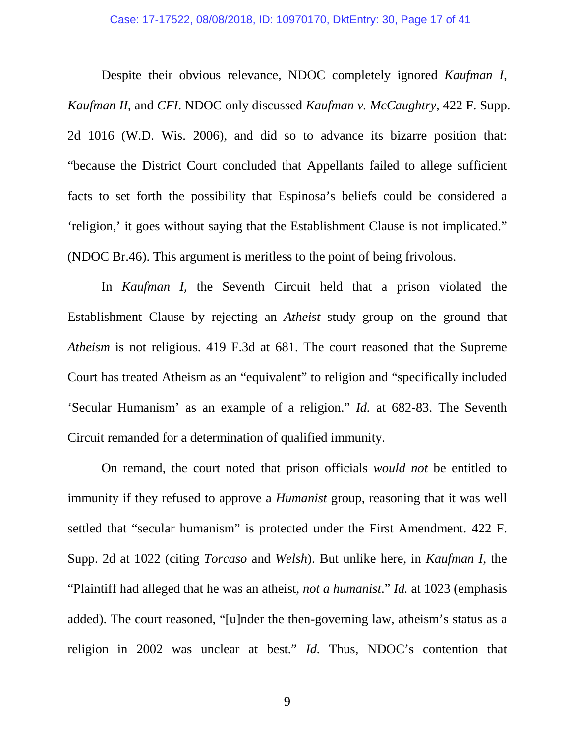Despite their obvious relevance, NDOC completely ignored *Kaufman I*, *Kaufman II*, and *CFI*. NDOC only discussed *Kaufman v. McCaughtry*, 422 F. Supp. 2d 1016 (W.D. Wis. 2006), and did so to advance its bizarre position that: "because the District Court concluded that Appellants failed to allege sufficient facts to set forth the possibility that Espinosa's beliefs could be considered a 'religion,' it goes without saying that the Establishment Clause is not implicated." (NDOC Br.46). This argument is meritless to the point of being frivolous.

In *Kaufman I*, the Seventh Circuit held that a prison violated the Establishment Clause by rejecting an *Atheist* study group on the ground that *Atheism* is not religious. 419 F.3d at 681. The court reasoned that the Supreme Court has treated Atheism as an "equivalent" to religion and "specifically included 'Secular Humanism' as an example of a religion." *Id.* at 682-83. The Seventh Circuit remanded for a determination of qualified immunity.

On remand, the court noted that prison officials *would not* be entitled to immunity if they refused to approve a *Humanist* group, reasoning that it was well settled that "secular humanism" is protected under the First Amendment. 422 F. Supp. 2d at 1022 (citing *Torcaso* and *Welsh*). But unlike here, in *Kaufman I*, the "Plaintiff had alleged that he was an atheist, *not a humanist*." *Id.* at 1023 (emphasis added). The court reasoned, "[u]nder the then-governing law, atheism's status as a religion in 2002 was unclear at best." *Id.* Thus, NDOC's contention that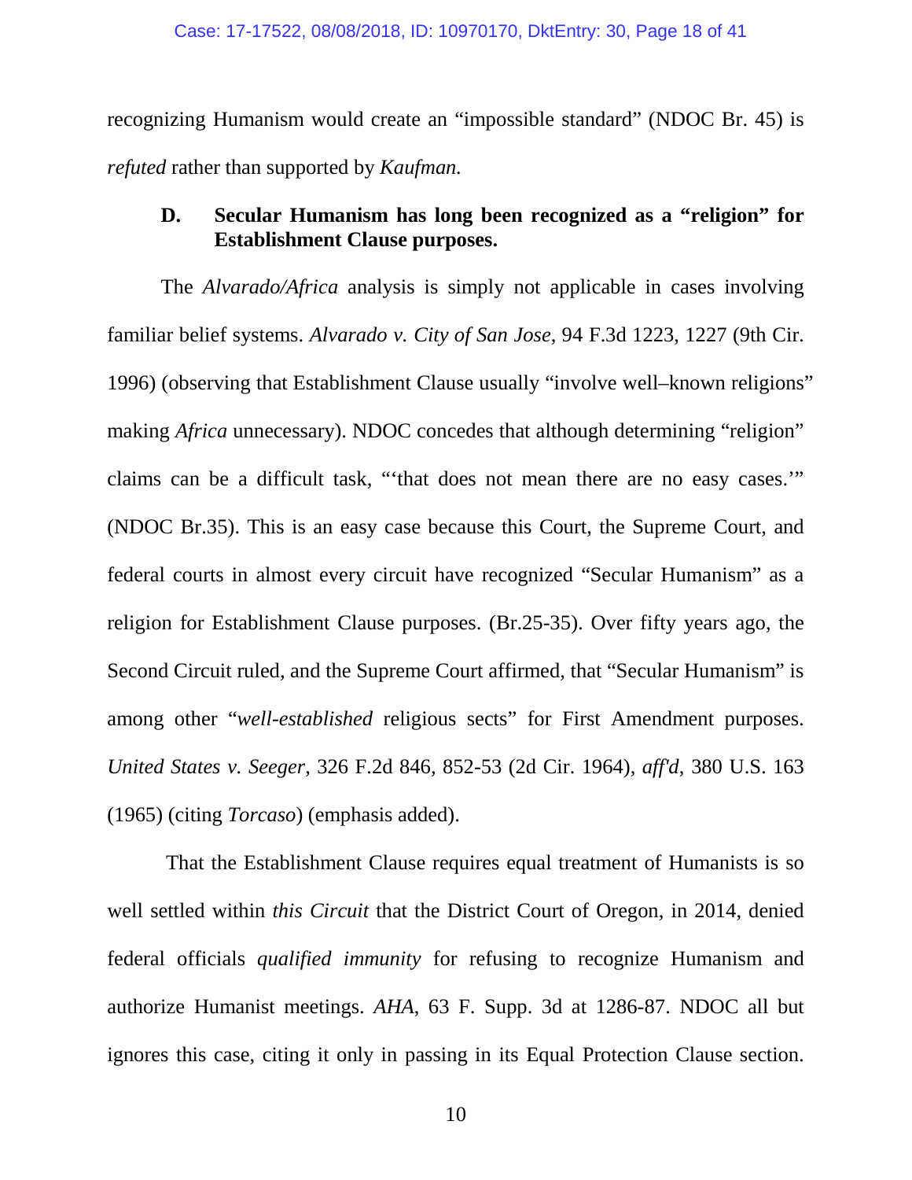recognizing Humanism would create an "impossible standard" (NDOC Br. 45) is *refuted* rather than supported by *Kaufman.*

### D. Secular Humanism has long been recognized as a "religion" for Establishment Clause purposes.

The *Alvarado/Africa* analysis is simply not applicable in cases involving familiar belief systems. *Alvarado v. City of San Jose*, 94 F.3d 1223, 1227 (9th Cir. 1996) (observing that Establishment Clause usually "involve well–known religions" making *Africa* unnecessary). NDOC concedes that although determining "religion" claims can be a difficult task, "'that does not mean there are no easy cases.'" (NDOC Br.35). This is an easy case because this Court, the Supreme Court, and federal courts in almost every circuit have recognized "Secular Humanism" as a religion for Establishment Clause purposes. (Br.25-35). Over fifty years ago, the Second Circuit ruled, and the Supreme Court affirmed, that "Secular Humanism" is among other "*well-established* religious sects" for First Amendment purposes. *United States v. Seeger*, 326 F.2d 846, 852-53 (2d Cir. 1964), *aff'd*, 380 U.S. 163 (1965) (citing *Torcaso*) (emphasis added).

That the Establishment Clause requires equal treatment of Humanists is so well settled within *this Circuit* that the District Court of Oregon, in 2014, denied federal officials *qualified immunity* for refusing to recognize Humanism and authorize Humanist meetings. *AHA*, 63 F. Supp. 3d at 1286-87. NDOC all but ignores this case, citing it only in passing in its Equal Protection Clause section.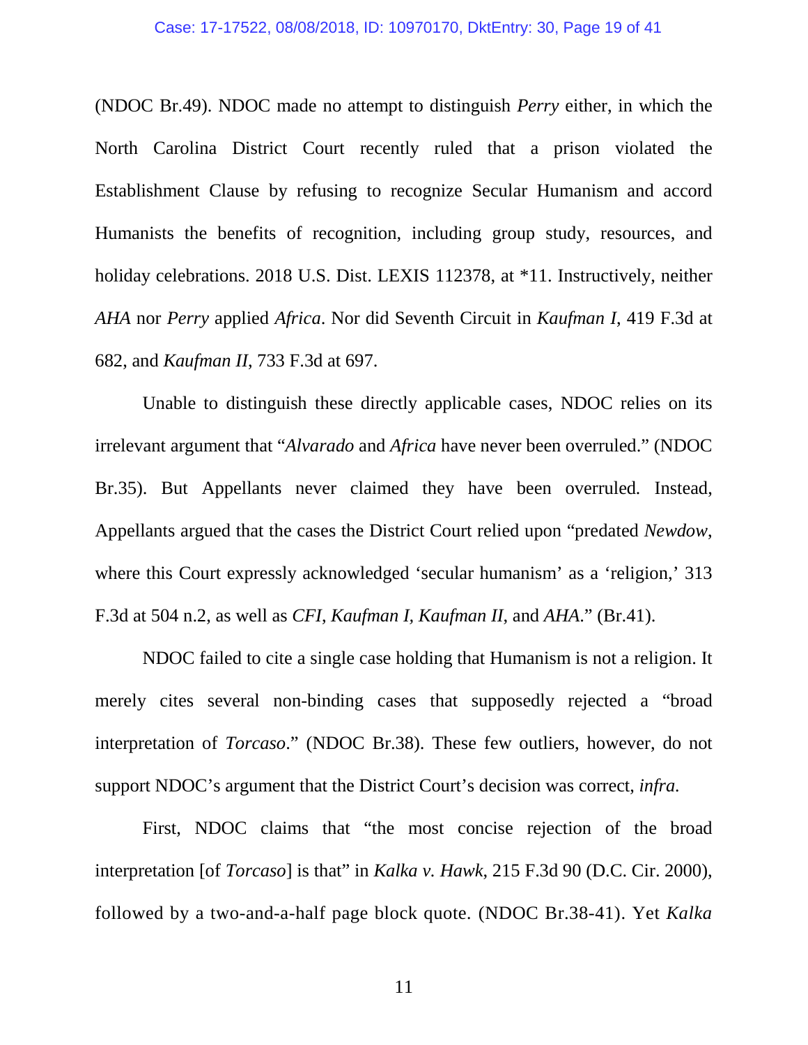(NDOC Br.49). NDOC made no attempt to distinguish *Perry* either, in which the North Carolina District Court recently ruled that a prison violated the Establishment Clause by refusing to recognize Secular Humanism and accord Humanists the benefits of recognition, including group study, resources, and holiday celebrations. 2018 U.S. Dist. LEXIS 112378, at *11. Instructively, neither *AHA* nor *Perry* applied *Africa*. Nor did Seventh Circuit in *Kaufman I*, 419 F.3d at 682, and *Kaufman II*, 733 F.3d at 697.

Unable to distinguish these directly applicable cases, NDOC relies on its irrelevant argument that "*Alvarado* and *Africa* have never been overruled." (NDOC Br.35). But Appellants never claimed they have been overruled. Instead, Appellants argued that the cases the District Court relied upon "predated *Newdow*, where this Court expressly acknowledged 'secular humanism' as a 'religion,' 313 F.3d at 504 n.2, as well as *CFI*, *Kaufman I*, *Kaufman II*, and *AHA*." (Br.41).

NDOC failed to cite a single case holding that Humanism is not a religion. It merely cites several non-binding cases that supposedly rejected a "broad interpretation of *Torcaso*." (NDOC Br.38). These few outliers, however, do not support NDOC's argument that the District Court's decision was correct, *infra*.

First, NDOC claims that "the most concise rejection of the broad interpretation [of *Torcaso*] is that" in *Kalka v. Hawk*, 215 F.3d 90 (D.C. Cir. 2000), followed by a two-and-a-half page block quote. (NDOC Br.38-41). Yet *Kalka*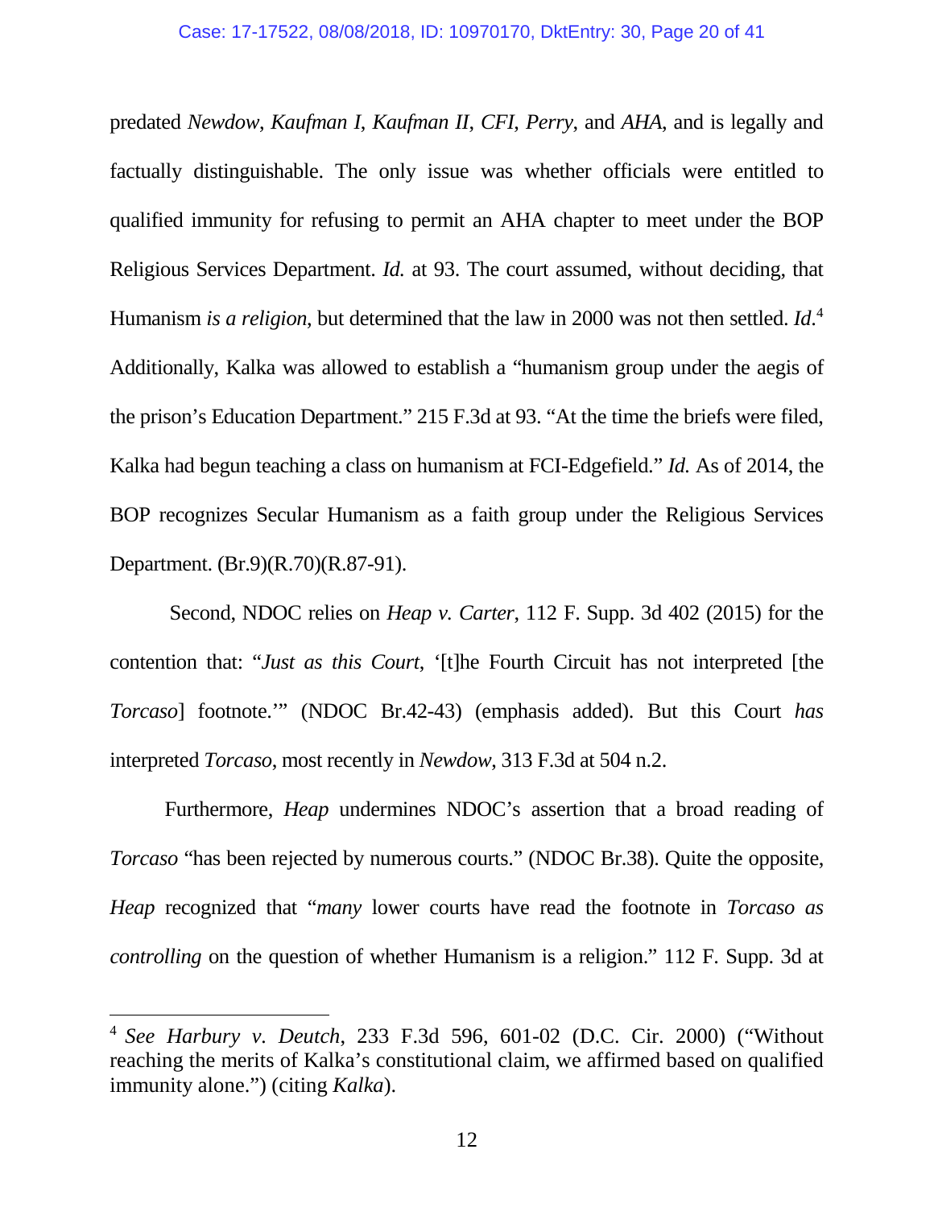predated *Newdow*, *Kaufman I*, *Kaufman II*, *CFI*, *Perry*, and *AHA*, and is legally and factually distinguishable. The only issue was whether officials were entitled to qualified immunity for refusing to permit an AHA chapter to meet under the BOP Religious Services Department. *Id.* at 93. The court assumed, without deciding, that Humanism *is a religion*, but determined that the law in 2000 was not then settled. *Id*.[4] Additionally, Kalka was allowed to establish a "humanism group under the aegis of the prison's Education Department." 215 F.3d at 93. "At the time the briefs were filed, Kalka had begun teaching a class on humanism at FCI-Edgefield." *Id.* As of 2014, the BOP recognizes Secular Humanism as a faith group under the Religious Services Department. (Br.9)(R.70)(R.87-91).

Second, NDOC relies on *Heap v. Carter*, 112 F. Supp. 3d 402 (2015) for the contention that: "*Just as this Court*, '[t]he Fourth Circuit has not interpreted [the *Torcaso*] footnote.'" (NDOC Br.42-43) (emphasis added). But this Court *has* interpreted *Torcaso*, most recently in *Newdow*, 313 F.3d at 504 n.2.

Furthermore, *Heap* undermines NDOC's assertion that a broad reading of *Torcaso* "has been rejected by numerous courts." (NDOC Br.38). Quite the opposite, *Heap* recognized that "*many* lower courts have read the footnote in *Torcaso as controlling* on the question of whether Humanism is a religion." 112 F. Supp. 3d at

---

[4] *See Harbury v. Deutch*, 233 F.3d 596, 601-02 (D.C. Cir. 2000) ("Without reaching the merits of Kalka's constitutional claim, we affirmed based on qualified immunity alone.") (citing *Kalka*).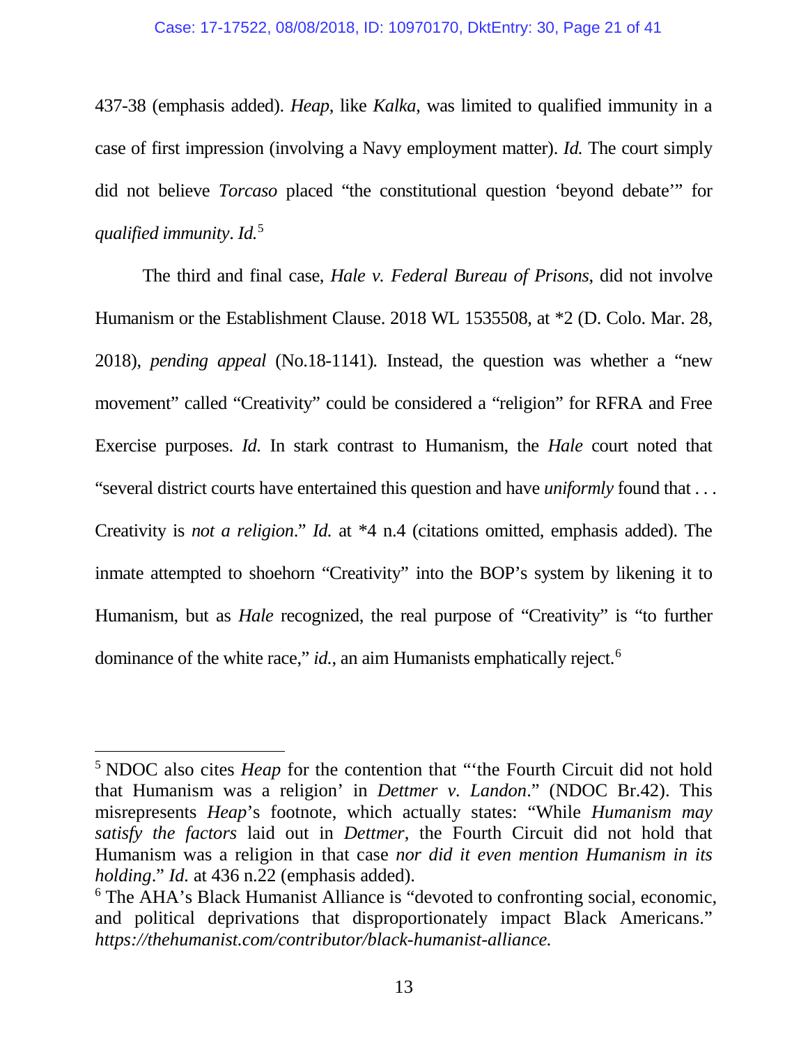437-38 (emphasis added). *Heap*, like *Kalka*, was limited to qualified immunity in a case of first impression (involving a Navy employment matter). *Id.* The court simply did not believe *Torcaso* placed "the constitutional question 'beyond debate'" for *qualified immunity*. *Id.*[5]

The third and final case, *Hale v. Federal Bureau of Prisons*, did not involve Humanism or the Establishment Clause. 2018 WL 1535508, at *2 (D. Colo. Mar. 28, 2018), *pending appeal* (No.18-1141). Instead, the question was whether a "new movement" called "Creativity" could be considered a "religion" for RFRA and Free Exercise purposes. *Id.* In stark contrast to Humanism, the *Hale* court noted that "several district courts have entertained this question and have *uniformly* found that . . . Creativity is *not a religion*." *Id.* at *4 n.4 (citations omitted, emphasis added). The inmate attempted to shoehorn "Creativity" into the BOP's system by likening it to Humanism, but as *Hale* recognized, the real purpose of "Creativity" is "to further dominance of the white race," *id.*, an aim Humanists emphatically reject.[6]

---

[5] NDOC also cites *Heap* for the contention that "'the Fourth Circuit did not hold that Humanism was a religion' in *Dettmer v. Landon*." (NDOC Br.42). This misrepresents *Heap*'s footnote, which actually states: "While *Humanism may satisfy the factors* laid out in *Dettmer*, the Fourth Circuit did not hold that Humanism was a religion in that case *nor did it even mention Humanism in its holding*." *Id.* at 436 n.22 (emphasis added).

[6] The AHA's Black Humanist Alliance is "devoted to confronting social, economic, and political deprivations that disproportionately impact Black Americans." *https://thehumanist.com/contributor/black-humanist-alliance.*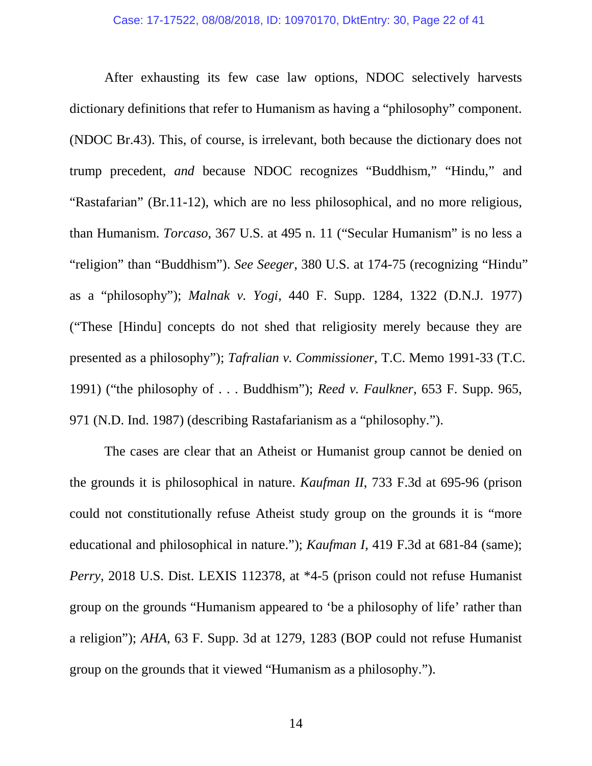After exhausting its few case law options, NDOC selectively harvests dictionary definitions that refer to Humanism as having a "philosophy" component. (NDOC Br.43). This, of course, is irrelevant, both because the dictionary does not trump precedent, *and* because NDOC recognizes "Buddhism," "Hindu," and "Rastafarian" (Br.11-12), which are no less philosophical, and no more religious, than Humanism. *Torcaso*, 367 U.S. at 495 n. 11 ("Secular Humanism" is no less a "religion" than "Buddhism"). *See Seeger*, 380 U.S. at 174-75 (recognizing "Hindu" as a "philosophy"); *Malnak v. Yogi*, 440 F. Supp. 1284, 1322 (D.N.J. 1977) ("These [Hindu] concepts do not shed that religiosity merely because they are presented as a philosophy"); *Tafralian v. Commissioner*, T.C. Memo 1991-33 (T.C. 1991) ("the philosophy of . . . Buddhism"); *Reed v. Faulkner*, 653 F. Supp. 965, 971 (N.D. Ind. 1987) (describing Rastafarianism as a "philosophy.").

The cases are clear that an Atheist or Humanist group cannot be denied on the grounds it is philosophical in nature. *Kaufman II*, 733 F.3d at 695-96 (prison could not constitutionally refuse Atheist study group on the grounds it is "more educational and philosophical in nature."); *Kaufman I*, 419 F.3d at 681-84 (same); *Perry*, 2018 U.S. Dist. LEXIS 112378, at *4-5 (prison could not refuse Humanist group on the grounds "Humanism appeared to 'be a philosophy of life' rather than a religion"); *AHA*, 63 F. Supp. 3d at 1279, 1283 (BOP could not refuse Humanist group on the grounds that it viewed "Humanism as a philosophy.").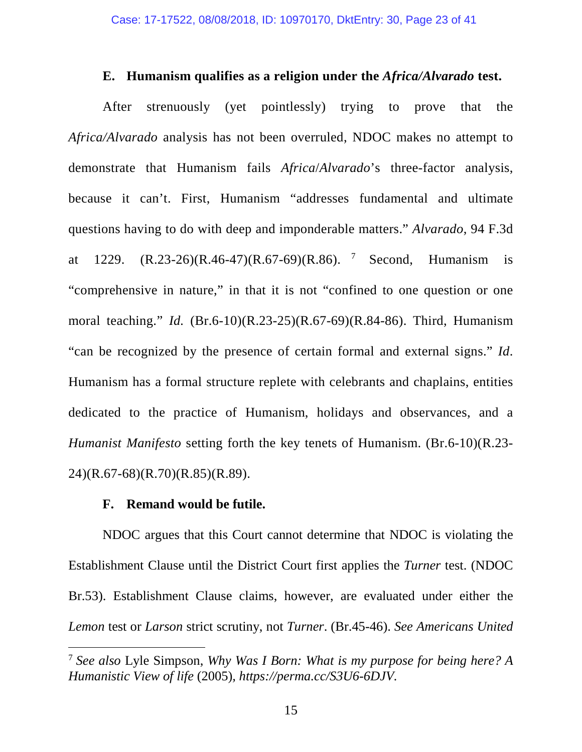### E. Humanism qualifies as a religion under the *Africa/Alvarado* test.

After strenuously (yet pointlessly) trying to prove that the *Africa/Alvarado* analysis has not been overruled, NDOC makes no attempt to demonstrate that Humanism fails *Africa*/*Alvarado*'s three-factor analysis, because it can't. First, Humanism "addresses fundamental and ultimate questions having to do with deep and imponderable matters." *Alvarado*, 94 F.3d at 1229. (R.23-26)(R.46-47)(R.67-69)(R.86). [7] Second, Humanism is "comprehensive in nature," in that it is not "confined to one question or one moral teaching." *Id.* (Br.6-10)(R.23-25)(R.67-69)(R.84-86). Third, Humanism "can be recognized by the presence of certain formal and external signs." *Id*. Humanism has a formal structure replete with celebrants and chaplains, entities dedicated to the practice of Humanism, holidays and observances, and a *Humanist Manifesto* setting forth the key tenets of Humanism. (Br.6-10)(R.23-24)(R.67-68)(R.70)(R.85)(R.89).

### F. Remand would be futile.

NDOC argues that this Court cannot determine that NDOC is violating the Establishment Clause until the District Court first applies the *Turner* test. (NDOC Br.53). Establishment Clause claims, however, are evaluated under either the *Lemon* test or *Larson* strict scrutiny, not *Turner*. (Br.45-46). *See Americans United*

---

[7] *See also* Lyle Simpson, *Why Was I Born: What is my purpose for being here? A Humanistic View of life* (2005), *https://perma.cc/S3U6-6DJV*.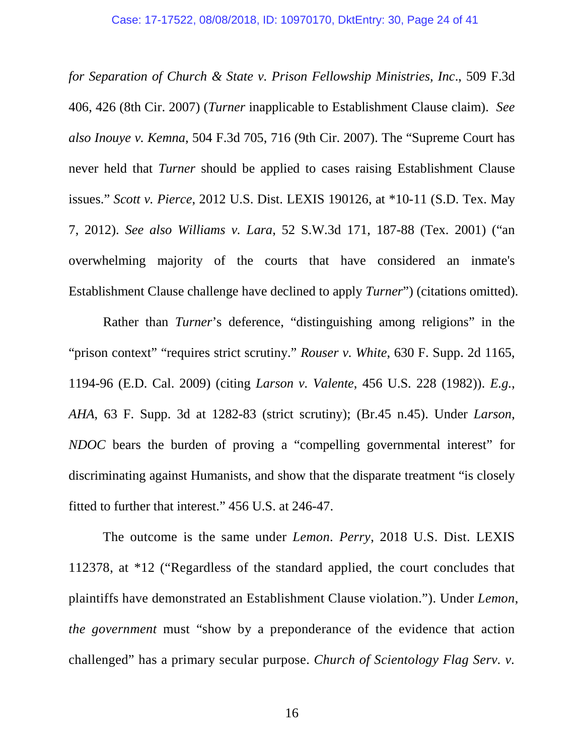*for Separation of Church & State v. Prison Fellowship Ministries, Inc*., 509 F.3d 406, 426 (8th Cir. 2007) (*Turner* inapplicable to Establishment Clause claim). *See also Inouye v. Kemna*, 504 F.3d 705, 716 (9th Cir. 2007). The "Supreme Court has never held that *Turner* should be applied to cases raising Establishment Clause issues." *Scott v. Pierce*, 2012 U.S. Dist. LEXIS 190126, at *10-11 (S.D. Tex. May 7, 2012). *See also Williams v. Lara*, 52 S.W.3d 171, 187-88 (Tex. 2001) ("an overwhelming majority of the courts that have considered an inmate's Establishment Clause challenge have declined to apply *Turner*") (citations omitted).

Rather than *Turner*'s deference, "distinguishing among religions" in the "prison context" "requires strict scrutiny." *Rouser v. White*, 630 F. Supp. 2d 1165, 1194-96 (E.D. Cal. 2009) (citing *Larson v. Valente*, 456 U.S. 228 (1982)). *E.g.*, *AHA*, 63 F. Supp. 3d at 1282-83 (strict scrutiny); (Br.45 n.45). Under *Larson*, *NDOC* bears the burden of proving a "compelling governmental interest" for discriminating against Humanists, and show that the disparate treatment "is closely fitted to further that interest." 456 U.S. at 246-47.

The outcome is the same under *Lemon*. *Perry*, 2018 U.S. Dist. LEXIS 112378, at *12 ("Regardless of the standard applied, the court concludes that plaintiffs have demonstrated an Establishment Clause violation."). Under *Lemon*, *the government* must "show by a preponderance of the evidence that action challenged" has a primary secular purpose. *Church of Scientology Flag Serv. v.*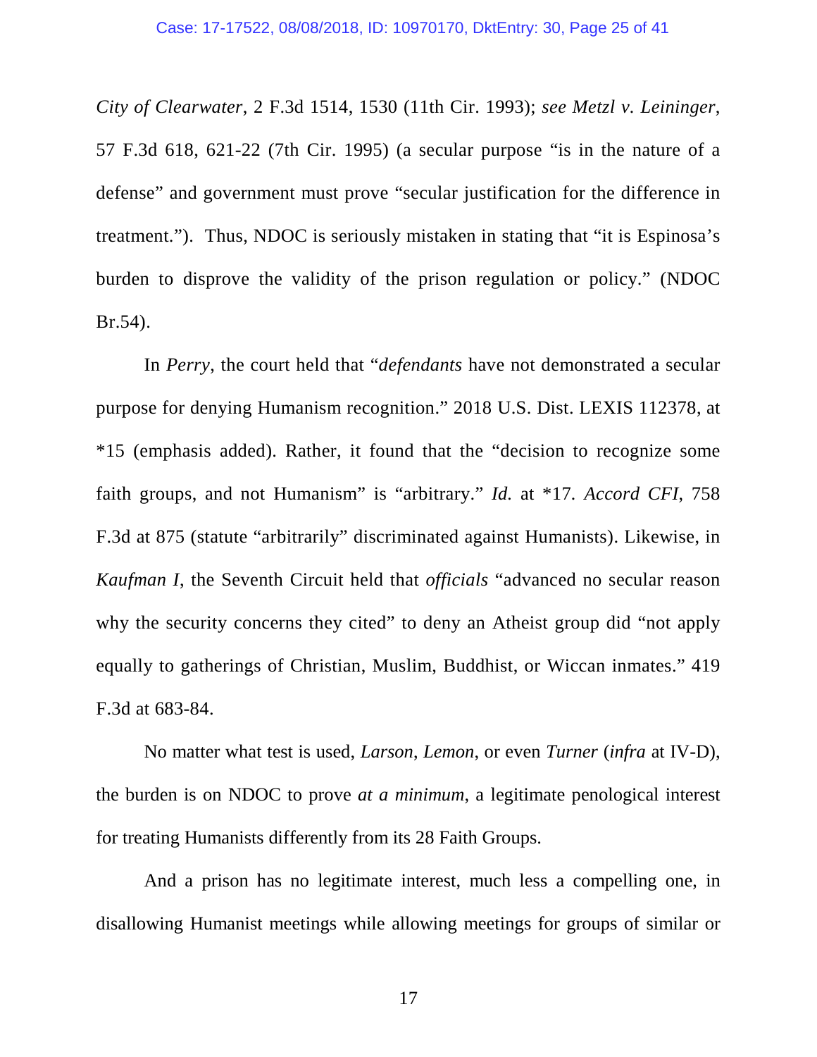*City of Clearwater*, 2 F.3d 1514, 1530 (11th Cir. 1993); *see Metzl v. Leininger*, 57 F.3d 618, 621-22 (7th Cir. 1995) (a secular purpose "is in the nature of a defense" and government must prove "secular justification for the difference in treatment."). Thus, NDOC is seriously mistaken in stating that "it is Espinosa's burden to disprove the validity of the prison regulation or policy." (NDOC Br.54).

In *Perry*, the court held that "*defendants* have not demonstrated a secular purpose for denying Humanism recognition." 2018 U.S. Dist. LEXIS 112378, at *15 (emphasis added). Rather, it found that the "decision to recognize some faith groups, and not Humanism" is "arbitrary." *Id.* at *17. *Accord CFI*, 758 F.3d at 875 (statute "arbitrarily" discriminated against Humanists). Likewise, in *Kaufman I*, the Seventh Circuit held that *officials* "advanced no secular reason why the security concerns they cited" to deny an Atheist group did "not apply equally to gatherings of Christian, Muslim, Buddhist, or Wiccan inmates." 419 F.3d at 683-84.

No matter what test is used, *Larson*, *Lemon*, or even *Turner* (*infra* at IV-D), the burden is on NDOC to prove *at a minimum*, a legitimate penological interest for treating Humanists differently from its 28 Faith Groups.

And a prison has no legitimate interest, much less a compelling one, in disallowing Humanist meetings while allowing meetings for groups of similar or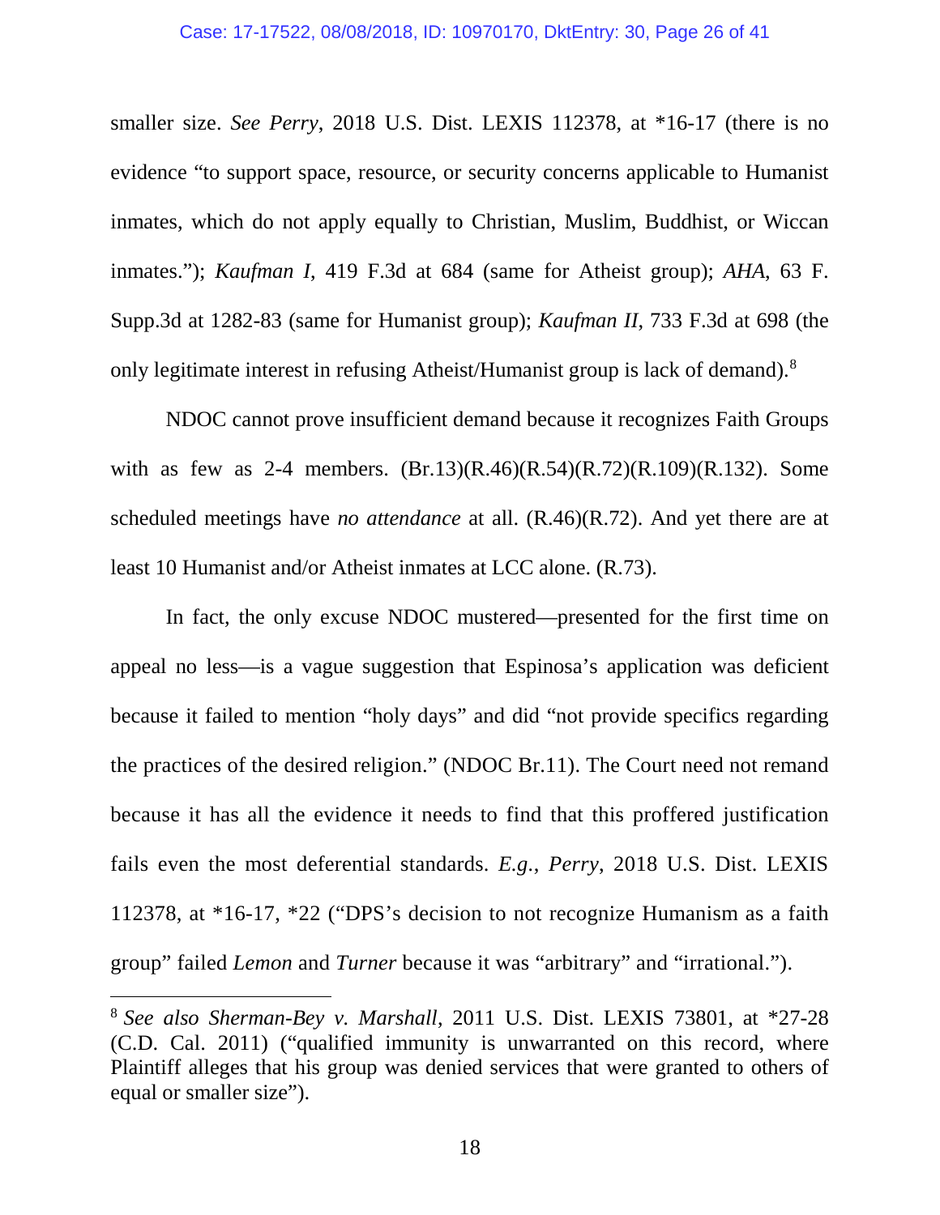smaller size. *See Perry*, 2018 U.S. Dist. LEXIS 112378, at *16-17 (there is no evidence "to support space, resource, or security concerns applicable to Humanist inmates, which do not apply equally to Christian, Muslim, Buddhist, or Wiccan inmates."); *Kaufman I*, 419 F.3d at 684 (same for Atheist group); *AHA*, 63 F. Supp.3d at 1282-83 (same for Humanist group); *Kaufman II*, 733 F.3d at 698 (the only legitimate interest in refusing Atheist/Humanist group is lack of demand).[8]

NDOC cannot prove insufficient demand because it recognizes Faith Groups with as few as 2-4 members. (Br.13)(R.46)(R.54)(R.72)(R.109)(R.132). Some scheduled meetings have *no attendance* at all. (R.46)(R.72). And yet there are at least 10 Humanist and/or Atheist inmates at LCC alone. (R.73).

In fact, the only excuse NDOC mustered—presented for the first time on appeal no less—is a vague suggestion that Espinosa's application was deficient because it failed to mention "holy days" and did "not provide specifics regarding the practices of the desired religion." (NDOC Br.11). The Court need not remand because it has all the evidence it needs to find that this proffered justification fails even the most deferential standards. *E.g.*, *Perry*, 2018 U.S. Dist. LEXIS 112378, at *16-17, *22 ("DPS's decision to not recognize Humanism as a faith group" failed *Lemon* and *Turner* because it was "arbitrary" and "irrational.").

[8] *See also Sherman-Bey v. Marshall*, 2011 U.S. Dist. LEXIS 73801, at *27-28 (C.D. Cal. 2011) ("qualified immunity is unwarranted on this record, where Plaintiff alleges that his group was denied services that were granted to others of equal or smaller size").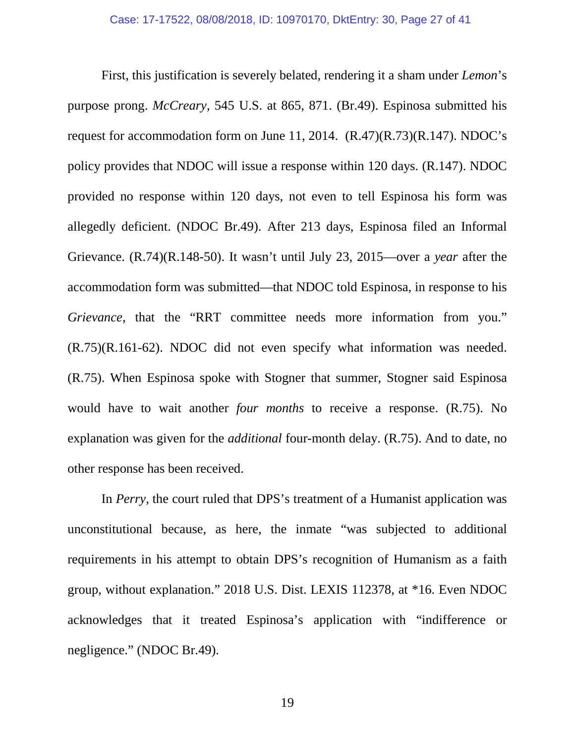First, this justification is severely belated, rendering it a sham under *Lemon*'s purpose prong. *McCreary*, 545 U.S. at 865, 871. (Br.49). Espinosa submitted his request for accommodation form on June 11, 2014. (R.47)(R.73)(R.147). NDOC's policy provides that NDOC will issue a response within 120 days. (R.147). NDOC provided no response within 120 days, not even to tell Espinosa his form was allegedly deficient. (NDOC Br.49). After 213 days, Espinosa filed an Informal Grievance. (R.74)(R.148-50). It wasn't until July 23, 2015—over a *year* after the accommodation form was submitted—that NDOC told Espinosa, in response to his *Grievance*, that the "RRT committee needs more information from you." (R.75)(R.161-62). NDOC did not even specify what information was needed. (R.75). When Espinosa spoke with Stogner that summer, Stogner said Espinosa would have to wait another *four months* to receive a response. (R.75). No explanation was given for the *additional* four-month delay. (R.75). And to date, no other response has been received.

In *Perry*, the court ruled that DPS's treatment of a Humanist application was unconstitutional because, as here, the inmate "was subjected to additional requirements in his attempt to obtain DPS's recognition of Humanism as a faith group, without explanation." 2018 U.S. Dist. LEXIS 112378, at *16. Even NDOC acknowledges that it treated Espinosa's application with "indifference or negligence." (NDOC Br.49).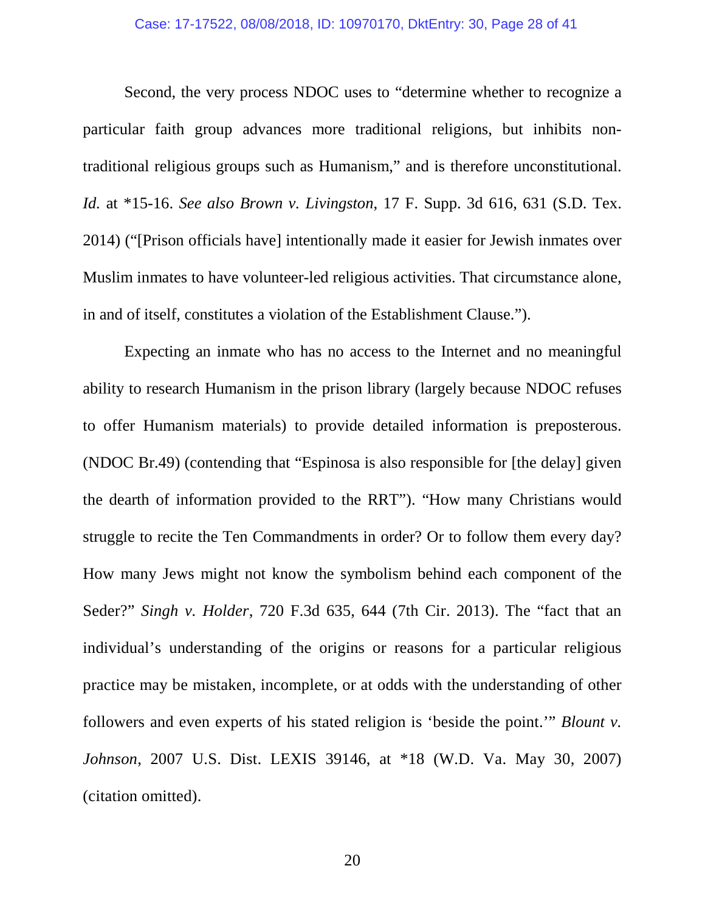Second, the very process NDOC uses to "determine whether to recognize a particular faith group advances more traditional religions, but inhibits non-traditional religious groups such as Humanism," and is therefore unconstitutional. *Id.* at *15-16. *See also Brown v. Livingston*, 17 F. Supp. 3d 616, 631 (S.D. Tex. 2014) ("[Prison officials have] intentionally made it easier for Jewish inmates over Muslim inmates to have volunteer-led religious activities. That circumstance alone, in and of itself, constitutes a violation of the Establishment Clause.").

Expecting an inmate who has no access to the Internet and no meaningful ability to research Humanism in the prison library (largely because NDOC refuses to offer Humanism materials) to provide detailed information is preposterous. (NDOC Br.49) (contending that "Espinosa is also responsible for [the delay] given the dearth of information provided to the RRT"). "How many Christians would struggle to recite the Ten Commandments in order? Or to follow them every day? How many Jews might not know the symbolism behind each component of the Seder?" *Singh v. Holder*, 720 F.3d 635, 644 (7th Cir. 2013). The "fact that an individual's understanding of the origins or reasons for a particular religious practice may be mistaken, incomplete, or at odds with the understanding of other followers and even experts of his stated religion is 'beside the point.'" *Blount v. Johnson*, 2007 U.S. Dist. LEXIS 39146, at *18 (W.D. Va. May 30, 2007) (citation omitted).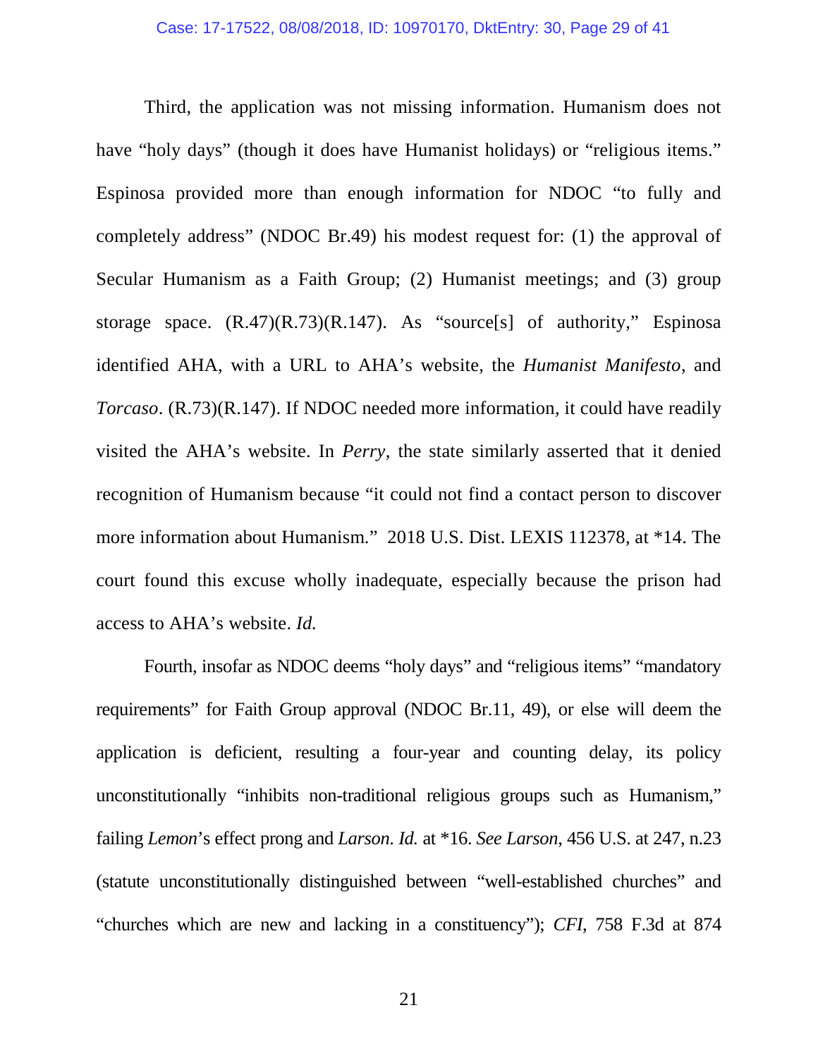Third, the application was not missing information. Humanism does not have "holy days" (though it does have Humanist holidays) or "religious items." Espinosa provided more than enough information for NDOC "to fully and completely address" (NDOC Br.49) his modest request for: (1) the approval of Secular Humanism as a Faith Group; (2) Humanist meetings; and (3) group storage space. (R.47)(R.73)(R.147). As "source[s] of authority," Espinosa identified AHA, with a URL to AHA's website, the *Humanist Manifesto*, and *Torcaso*. (R.73)(R.147). If NDOC needed more information, it could have readily visited the AHA's website. In *Perry*, the state similarly asserted that it denied recognition of Humanism because "it could not find a contact person to discover more information about Humanism." 2018 U.S. Dist. LEXIS 112378, at *14. The court found this excuse wholly inadequate, especially because the prison had access to AHA's website. *Id.*

Fourth, insofar as NDOC deems "holy days" and "religious items" "mandatory requirements" for Faith Group approval (NDOC Br.11, 49), or else will deem the application is deficient, resulting a four-year and counting delay, its policy unconstitutionally "inhibits non-traditional religious groups such as Humanism," failing *Lemon*'s effect prong and *Larson*. *Id.* at *16. *See Larson*, 456 U.S. at 247, n.23 (statute unconstitutionally distinguished between "well-established churches" and "churches which are new and lacking in a constituency"); *CFI*, 758 F.3d at 874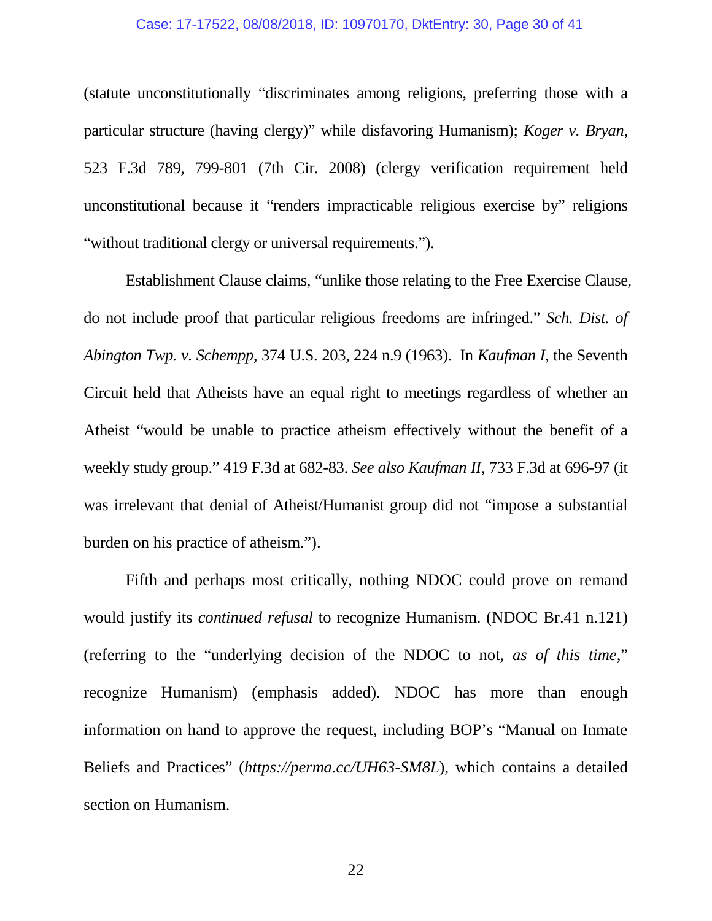(statute unconstitutionally "discriminates among religions, preferring those with a particular structure (having clergy)" while disfavoring Humanism); *Koger v. Bryan*, 523 F.3d 789, 799-801 (7th Cir. 2008) (clergy verification requirement held unconstitutional because it "renders impracticable religious exercise by" religions "without traditional clergy or universal requirements.").

Establishment Clause claims, "unlike those relating to the Free Exercise Clause, do not include proof that particular religious freedoms are infringed." *Sch. Dist. of Abington Twp. v. Schempp*, 374 U.S. 203, 224 n.9 (1963). In *Kaufman I*, the Seventh Circuit held that Atheists have an equal right to meetings regardless of whether an Atheist "would be unable to practice atheism effectively without the benefit of a weekly study group." 419 F.3d at 682-83. *See also Kaufman II*, 733 F.3d at 696-97 (it was irrelevant that denial of Atheist/Humanist group did not "impose a substantial burden on his practice of atheism.").

Fifth and perhaps most critically, nothing NDOC could prove on remand would justify its *continued refusal* to recognize Humanism. (NDOC Br.41 n.121) (referring to the "underlying decision of the NDOC to not, *as of this time*," recognize Humanism) (emphasis added). NDOC has more than enough information on hand to approve the request, including BOP's "Manual on Inmate Beliefs and Practices" (*https://perma.cc/UH63-SM8L*), which contains a detailed section on Humanism.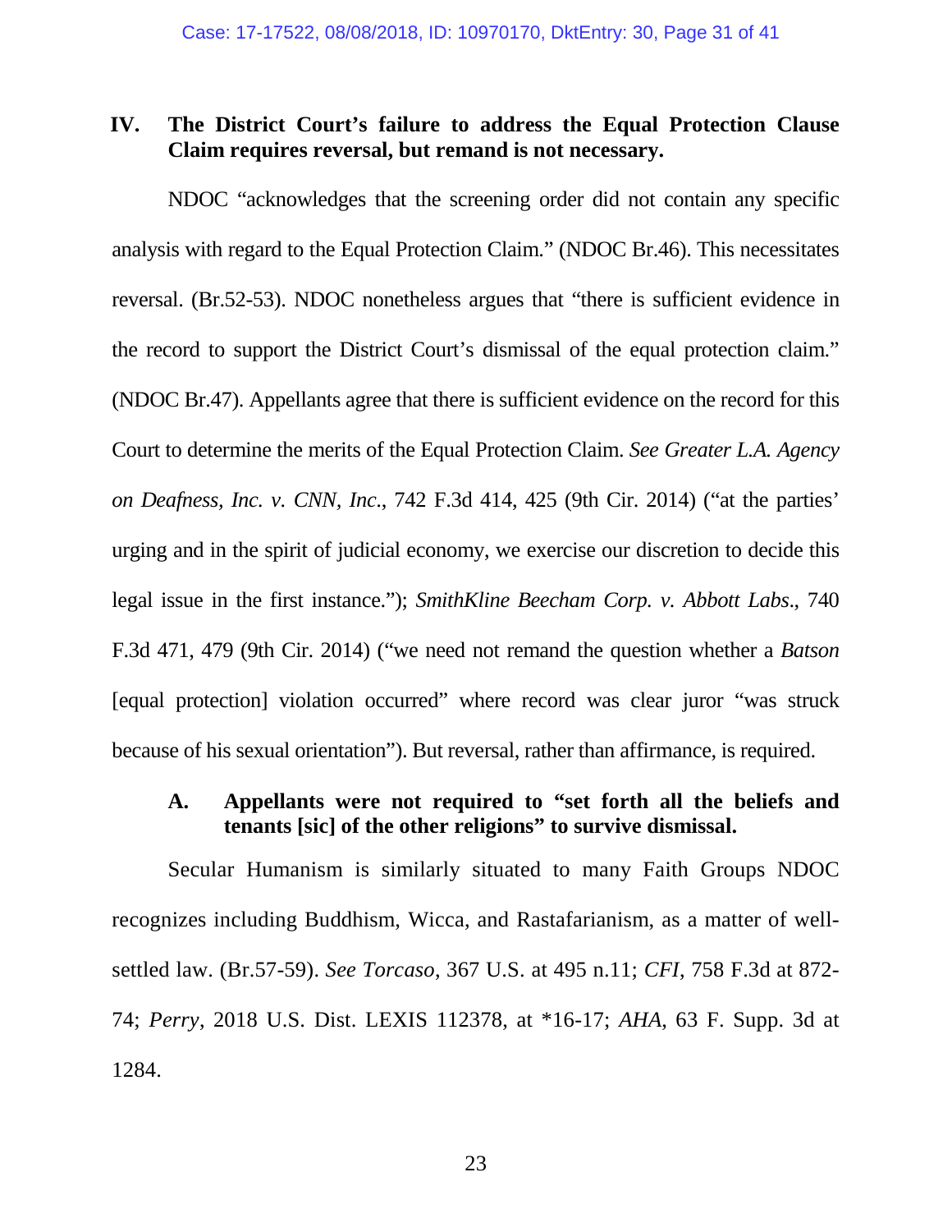## IV. The District Court's failure to address the Equal Protection Clause Claim requires reversal, but remand is not necessary.

NDOC "acknowledges that the screening order did not contain any specific analysis with regard to the Equal Protection Claim." (NDOC Br.46). This necessitates reversal. (Br.52-53). NDOC nonetheless argues that "there is sufficient evidence in the record to support the District Court's dismissal of the equal protection claim." (NDOC Br.47). Appellants agree that there is sufficient evidence on the record for this Court to determine the merits of the Equal Protection Claim. *See Greater L.A. Agency on Deafness, Inc. v. CNN, Inc*., 742 F.3d 414, 425 (9th Cir. 2014) ("at the parties' urging and in the spirit of judicial economy, we exercise our discretion to decide this legal issue in the first instance."); *SmithKline Beecham Corp. v. Abbott Labs*., 740 F.3d 471, 479 (9th Cir. 2014) ("we need not remand the question whether a *Batson* [equal protection] violation occurred" where record was clear juror "was struck because of his sexual orientation"). But reversal, rather than affirmance, is required.

### A. Appellants were not required to "set forth all the beliefs and tenants [sic] of the other religions" to survive dismissal.

Secular Humanism is similarly situated to many Faith Groups NDOC recognizes including Buddhism, Wicca, and Rastafarianism, as a matter of well-settled law. (Br.57-59). *See Torcaso*, 367 U.S. at 495 n.11; *CFI*, 758 F.3d at 872-74; *Perry*, 2018 U.S. Dist. LEXIS 112378, at *16-17; *AHA*, 63 F. Supp. 3d at 1284.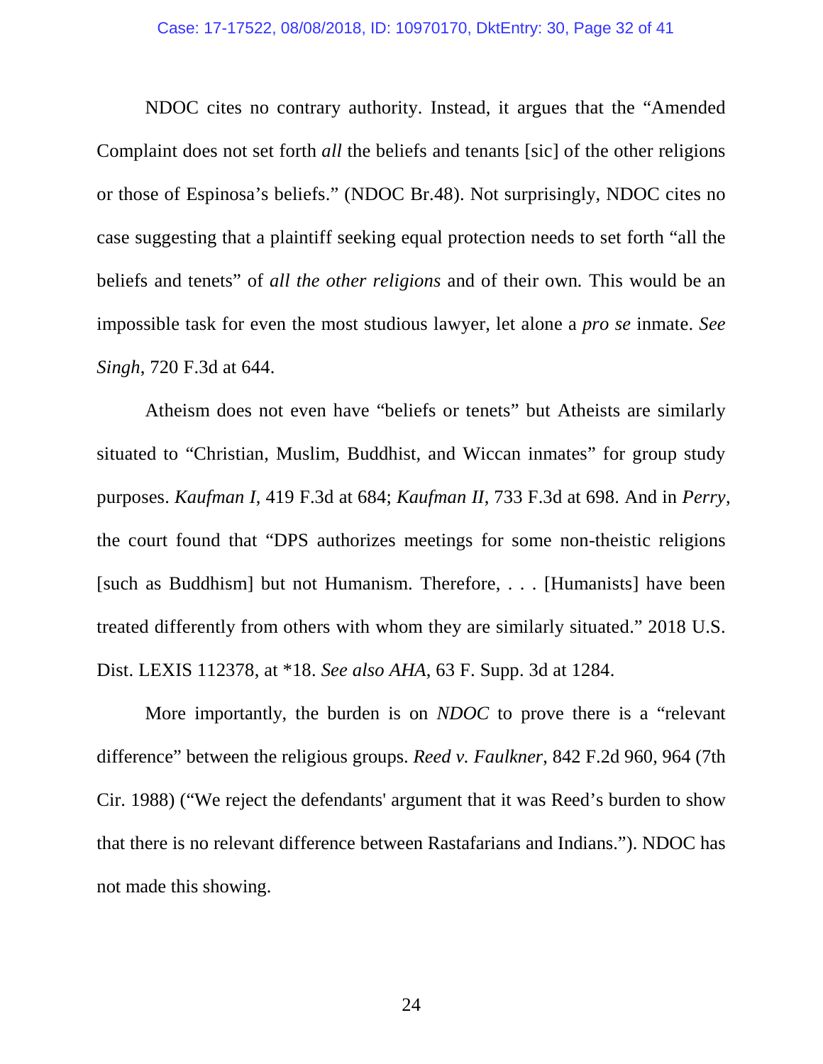NDOC cites no contrary authority. Instead, it argues that the "Amended Complaint does not set forth *all* the beliefs and tenants [sic] of the other religions or those of Espinosa's beliefs." (NDOC Br.48). Not surprisingly, NDOC cites no case suggesting that a plaintiff seeking equal protection needs to set forth "all the beliefs and tenets" of *all the other religions* and of their own. This would be an impossible task for even the most studious lawyer, let alone a *pro se* inmate. *See Singh*, 720 F.3d at 644.

Atheism does not even have "beliefs or tenets" but Atheists are similarly situated to "Christian, Muslim, Buddhist, and Wiccan inmates" for group study purposes. *Kaufman I*, 419 F.3d at 684; *Kaufman II*, 733 F.3d at 698. And in *Perry*, the court found that "DPS authorizes meetings for some non-theistic religions [such as Buddhism] but not Humanism. Therefore, . . . [Humanists] have been treated differently from others with whom they are similarly situated." 2018 U.S. Dist. LEXIS 112378, at *18. *See also AHA*, 63 F. Supp. 3d at 1284.

More importantly, the burden is on *NDOC* to prove there is a "relevant difference" between the religious groups. *Reed v. Faulkner*, 842 F.2d 960, 964 (7th Cir. 1988) ("We reject the defendants' argument that it was Reed's burden to show that there is no relevant difference between Rastafarians and Indians."). NDOC has not made this showing.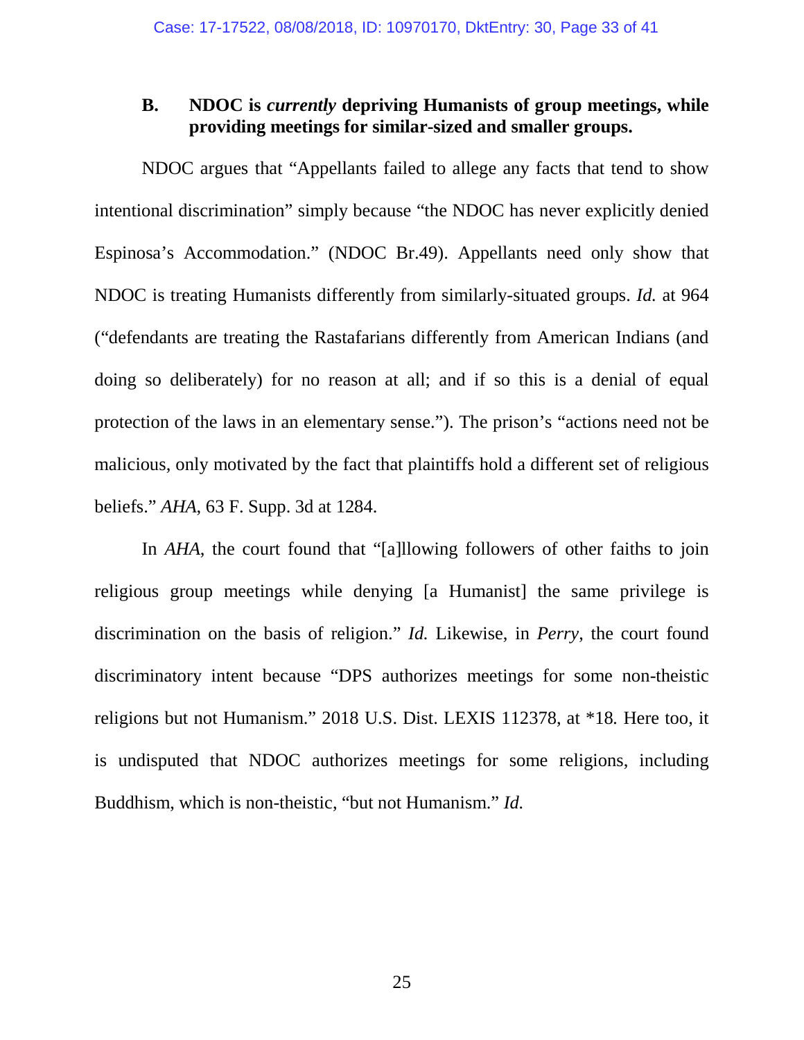### B. NDOC is *currently* depriving Humanists of group meetings, while providing meetings for similar-sized and smaller groups.

NDOC argues that "Appellants failed to allege any facts that tend to show intentional discrimination" simply because "the NDOC has never explicitly denied Espinosa's Accommodation." (NDOC Br.49). Appellants need only show that NDOC is treating Humanists differently from similarly-situated groups. *Id.* at 964 ("defendants are treating the Rastafarians differently from American Indians (and doing so deliberately) for no reason at all; and if so this is a denial of equal protection of the laws in an elementary sense."). The prison's "actions need not be malicious, only motivated by the fact that plaintiffs hold a different set of religious beliefs." *AHA*, 63 F. Supp. 3d at 1284.

In *AHA*, the court found that "[a]llowing followers of other faiths to join religious group meetings while denying [a Humanist] the same privilege is discrimination on the basis of religion." *Id.* Likewise, in *Perry*, the court found discriminatory intent because "DPS authorizes meetings for some non-theistic religions but not Humanism." 2018 U.S. Dist. LEXIS 112378, at *18. Here too, it is undisputed that NDOC authorizes meetings for some religions, including Buddhism, which is non-theistic, "but not Humanism." *Id.*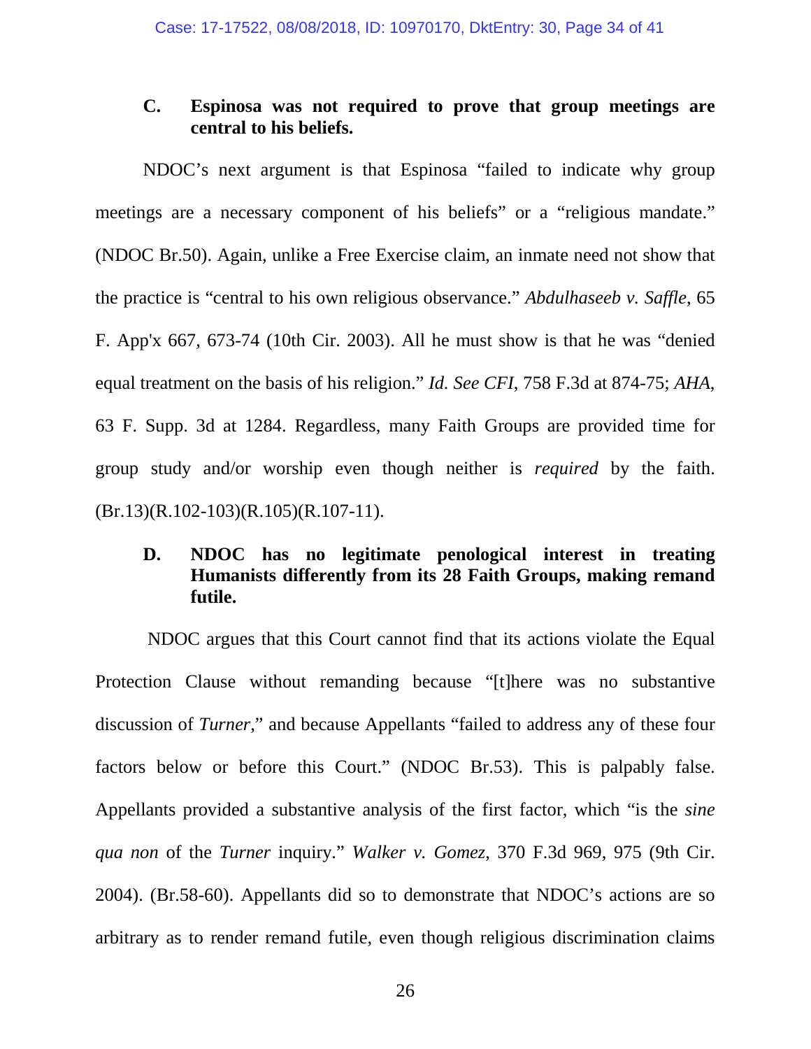### C. Espinosa was not required to prove that group meetings are central to his beliefs.

NDOC's next argument is that Espinosa "failed to indicate why group meetings are a necessary component of his beliefs" or a "religious mandate." (NDOC Br.50). Again, unlike a Free Exercise claim, an inmate need not show that the practice is "central to his own religious observance." *Abdulhaseeb v. Saffle*, 65 F. App'x 667, 673-74 (10th Cir. 2003). All he must show is that he was "denied equal treatment on the basis of his religion." *Id. See CFI*, 758 F.3d at 874-75; *AHA*, 63 F. Supp. 3d at 1284. Regardless, many Faith Groups are provided time for group study and/or worship even though neither is *required* by the faith. (Br.13)(R.102-103)(R.105)(R.107-11).

### D. NDOC has no legitimate penological interest in treating Humanists differently from its 28 Faith Groups, making remand futile.

NDOC argues that this Court cannot find that its actions violate the Equal Protection Clause without remanding because "[t]here was no substantive discussion of *Turner*," and because Appellants "failed to address any of these four factors below or before this Court." (NDOC Br.53). This is palpably false. Appellants provided a substantive analysis of the first factor, which "is the *sine qua non* of the *Turner* inquiry." *Walker v. Gomez*, 370 F.3d 969, 975 (9th Cir. 2004). (Br.58-60). Appellants did so to demonstrate that NDOC's actions are so arbitrary as to render remand futile, even though religious discrimination claims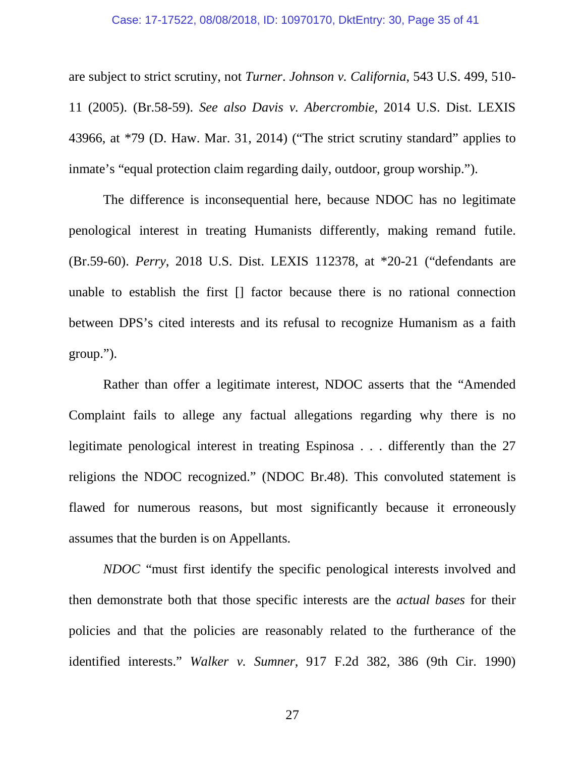are subject to strict scrutiny, not *Turner*. *Johnson v. California*, 543 U.S. 499, 510-11 (2005). (Br.58-59). *See also Davis v. Abercrombie*, 2014 U.S. Dist. LEXIS 43966, at *79 (D. Haw. Mar. 31, 2014) ("The strict scrutiny standard" applies to inmate's "equal protection claim regarding daily, outdoor, group worship.").

The difference is inconsequential here, because NDOC has no legitimate penological interest in treating Humanists differently, making remand futile. (Br.59-60). *Perry*, 2018 U.S. Dist. LEXIS 112378, at *20-21 ("defendants are unable to establish the first [] factor because there is no rational connection between DPS's cited interests and its refusal to recognize Humanism as a faith group.").

Rather than offer a legitimate interest, NDOC asserts that the "Amended Complaint fails to allege any factual allegations regarding why there is no legitimate penological interest in treating Espinosa . . . differently than the 27 religions the NDOC recognized." (NDOC Br.48). This convoluted statement is flawed for numerous reasons, but most significantly because it erroneously assumes that the burden is on Appellants.

*NDOC* "must first identify the specific penological interests involved and then demonstrate both that those specific interests are the *actual bases* for their policies and that the policies are reasonably related to the furtherance of the identified interests." *Walker v. Sumner*, 917 F.2d 382, 386 (9th Cir. 1990)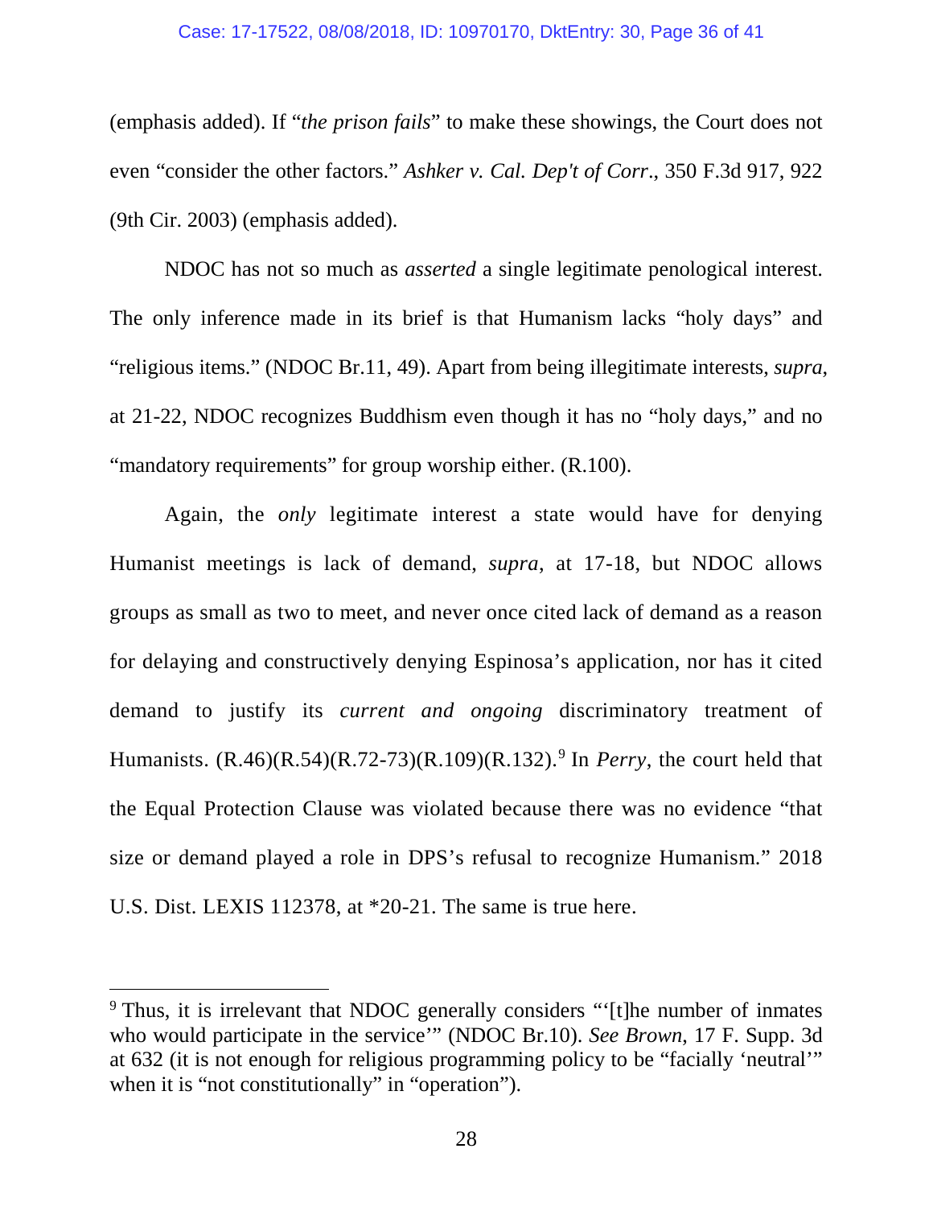(emphasis added). If "*the prison fails*" to make these showings, the Court does not even "consider the other factors." *Ashker v. Cal. Dep't of Corr*., 350 F.3d 917, 922 (9th Cir. 2003) (emphasis added).

NDOC has not so much as *asserted* a single legitimate penological interest. The only inference made in its brief is that Humanism lacks "holy days" and "religious items." (NDOC Br.11, 49). Apart from being illegitimate interests, *supra*, at 21-22, NDOC recognizes Buddhism even though it has no "holy days," and no "mandatory requirements" for group worship either. (R.100).

Again, the *only* legitimate interest a state would have for denying Humanist meetings is lack of demand, *supra*, at 17-18, but NDOC allows groups as small as two to meet, and never once cited lack of demand as a reason for delaying and constructively denying Espinosa's application, nor has it cited demand to justify its *current and ongoing* discriminatory treatment of Humanists. (R.46)(R.54)(R.72-73)(R.109)(R.132).[9] In *Perry*, the court held that the Equal Protection Clause was violated because there was no evidence "that size or demand played a role in DPS's refusal to recognize Humanism." 2018 U.S. Dist. LEXIS 112378, at *20-21. The same is true here.

---

[9] Thus, it is irrelevant that NDOC generally considers "'[t]he number of inmates who would participate in the service'" (NDOC Br.10). *See Brown*, 17 F. Supp. 3d at 632 (it is not enough for religious programming policy to be "facially 'neutral'" when it is "not constitutionally" in "operation").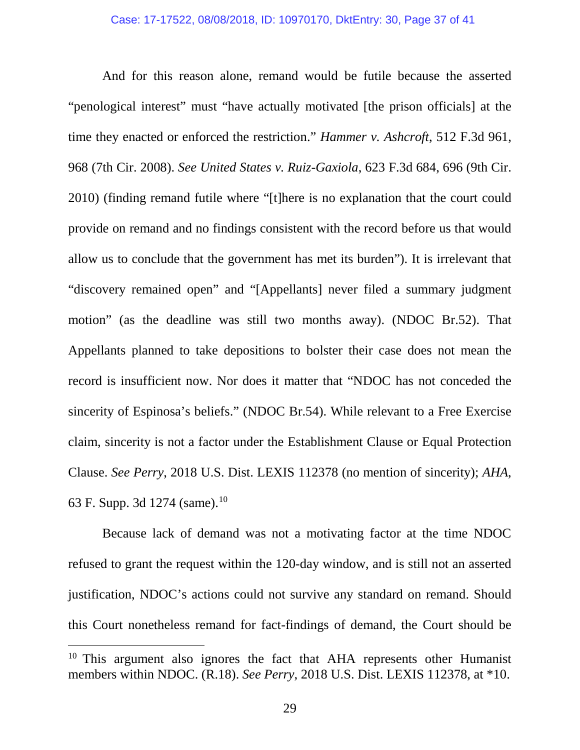And for this reason alone, remand would be futile because the asserted "penological interest" must "have actually motivated [the prison officials] at the time they enacted or enforced the restriction." *Hammer v. Ashcroft*, 512 F.3d 961, 968 (7th Cir. 2008). *See United States v. Ruiz-Gaxiola*, 623 F.3d 684, 696 (9th Cir. 2010) (finding remand futile where "[t]here is no explanation that the court could provide on remand and no findings consistent with the record before us that would allow us to conclude that the government has met its burden"). It is irrelevant that "discovery remained open" and "[Appellants] never filed a summary judgment motion" (as the deadline was still two months away). (NDOC Br.52). That Appellants planned to take depositions to bolster their case does not mean the record is insufficient now. Nor does it matter that "NDOC has not conceded the sincerity of Espinosa's beliefs." (NDOC Br.54). While relevant to a Free Exercise claim, sincerity is not a factor under the Establishment Clause or Equal Protection Clause. *See Perry*, 2018 U.S. Dist. LEXIS 112378 (no mention of sincerity); *AHA*, 63 F. Supp. 3d 1274 (same).[10]

Because lack of demand was not a motivating factor at the time NDOC refused to grant the request within the 120-day window, and is still not an asserted justification, NDOC's actions could not survive any standard on remand. Should this Court nonetheless remand for fact-findings of demand, the Court should be

---

[10] This argument also ignores the fact that AHA represents other Humanist members within NDOC. (R.18). *See Perry*, 2018 U.S. Dist. LEXIS 112378, at *10.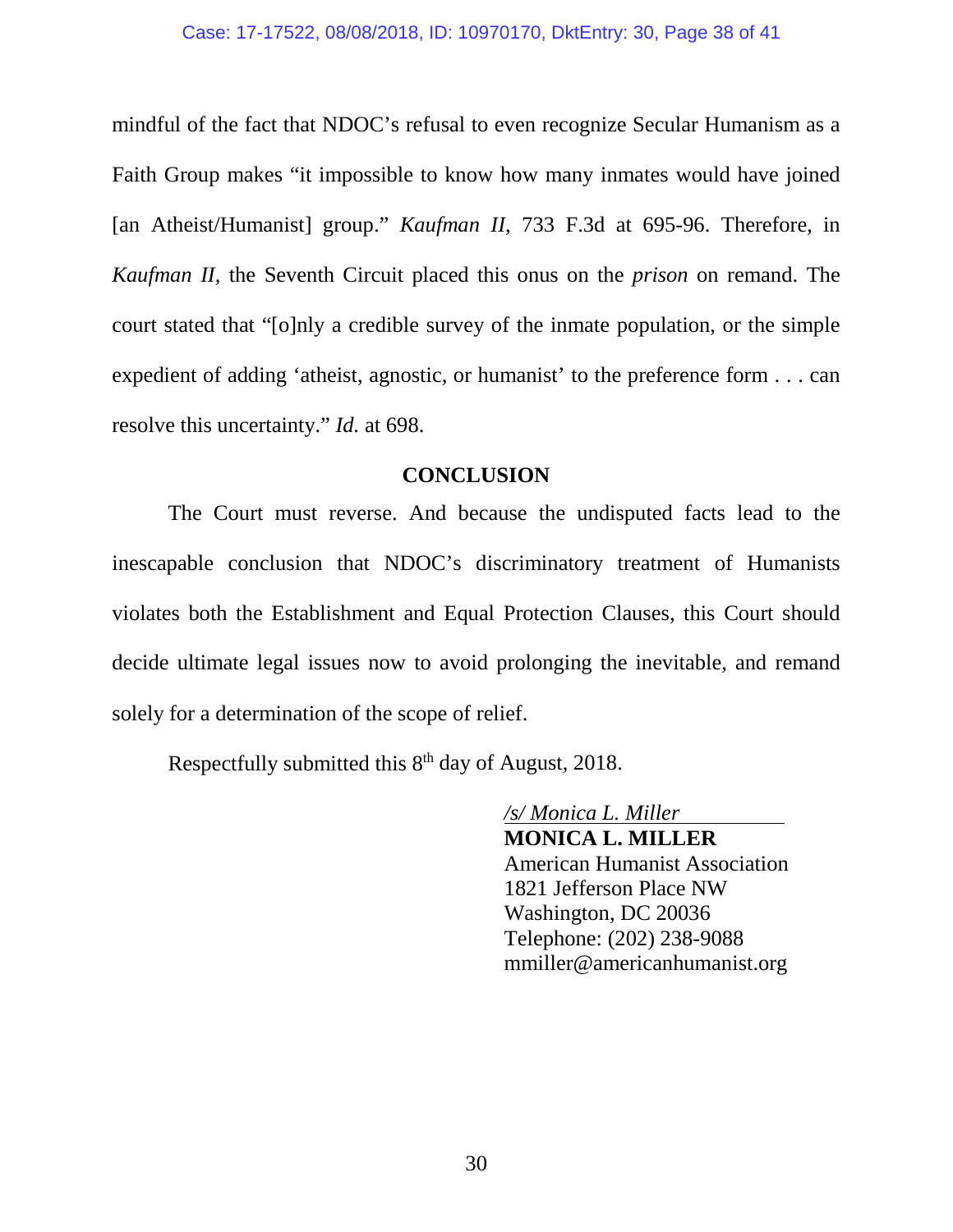mindful of the fact that NDOC's refusal to even recognize Secular Humanism as a Faith Group makes "it impossible to know how many inmates would have joined [an Atheist/Humanist] group." *Kaufman II*, 733 F.3d at 695-96. Therefore, in *Kaufman II*, the Seventh Circuit placed this onus on the *prison* on remand. The court stated that "[o]nly a credible survey of the inmate population, or the simple expedient of adding 'atheist, agnostic, or humanist' to the preference form . . . can resolve this uncertainty." *Id.* at 698.

## CONCLUSION

The Court must reverse. And because the undisputed facts lead to the inescapable conclusion that NDOC's discriminatory treatment of Humanists violates both the Establishment and Equal Protection Clauses, this Court should decide ultimate legal issues now to avoid prolonging the inevitable, and remand solely for a determination of the scope of relief.

Respectfully submitted this 8th day of August, 2018.

*/s/ Monica L. Miller*
**MONICA L. MILLER**
American Humanist Association
1821 Jefferson Place NW
Washington, DC 20036
Telephone: (202) 238-9088
mmiller@americanhumanist.org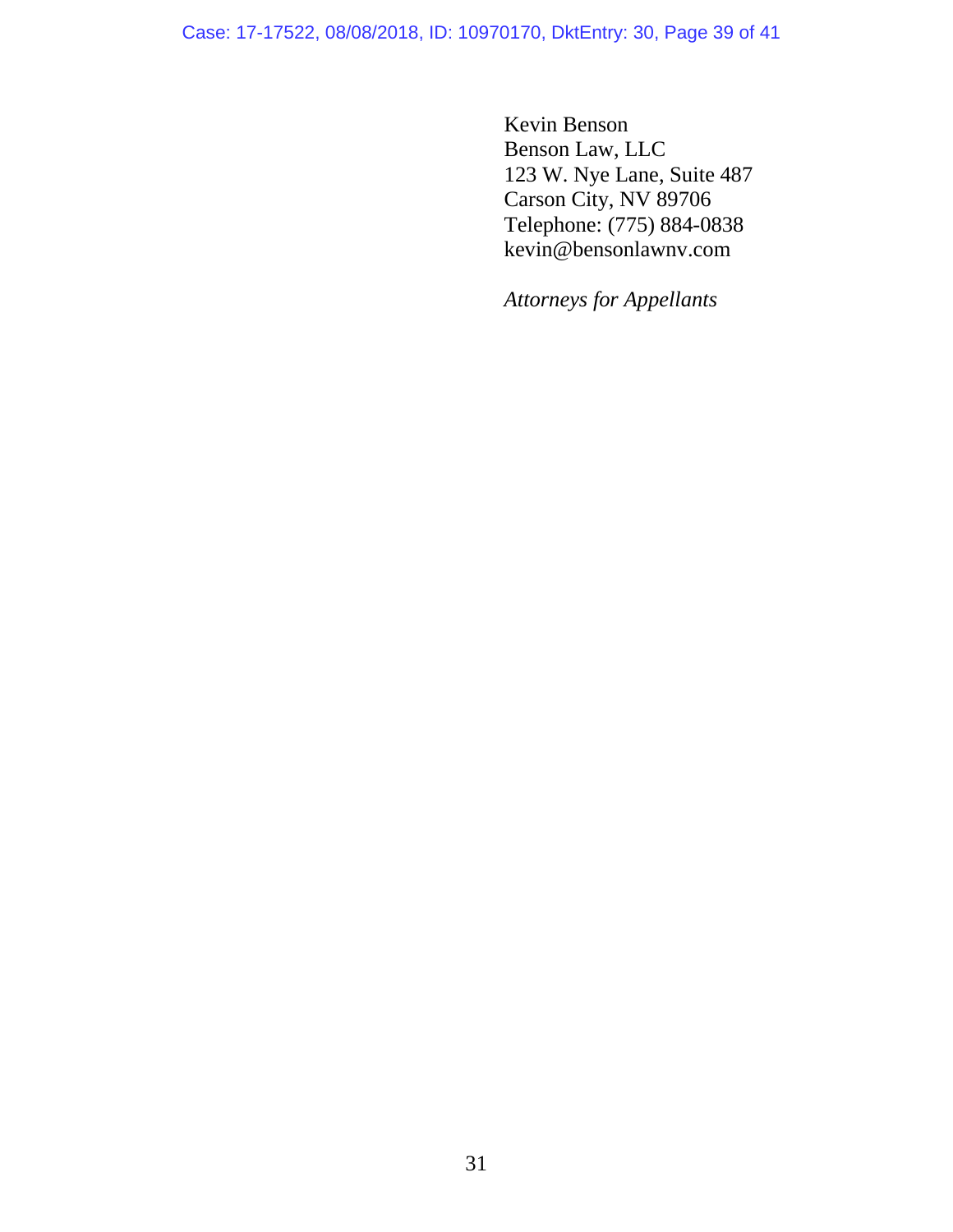Kevin Benson
Benson Law, LLC
123 W. Nye Lane, Suite 487
Carson City, NV 89706
Telephone: (775) 884-0838
kevin@bensonlawnv.com

*Attorneys for Appellants*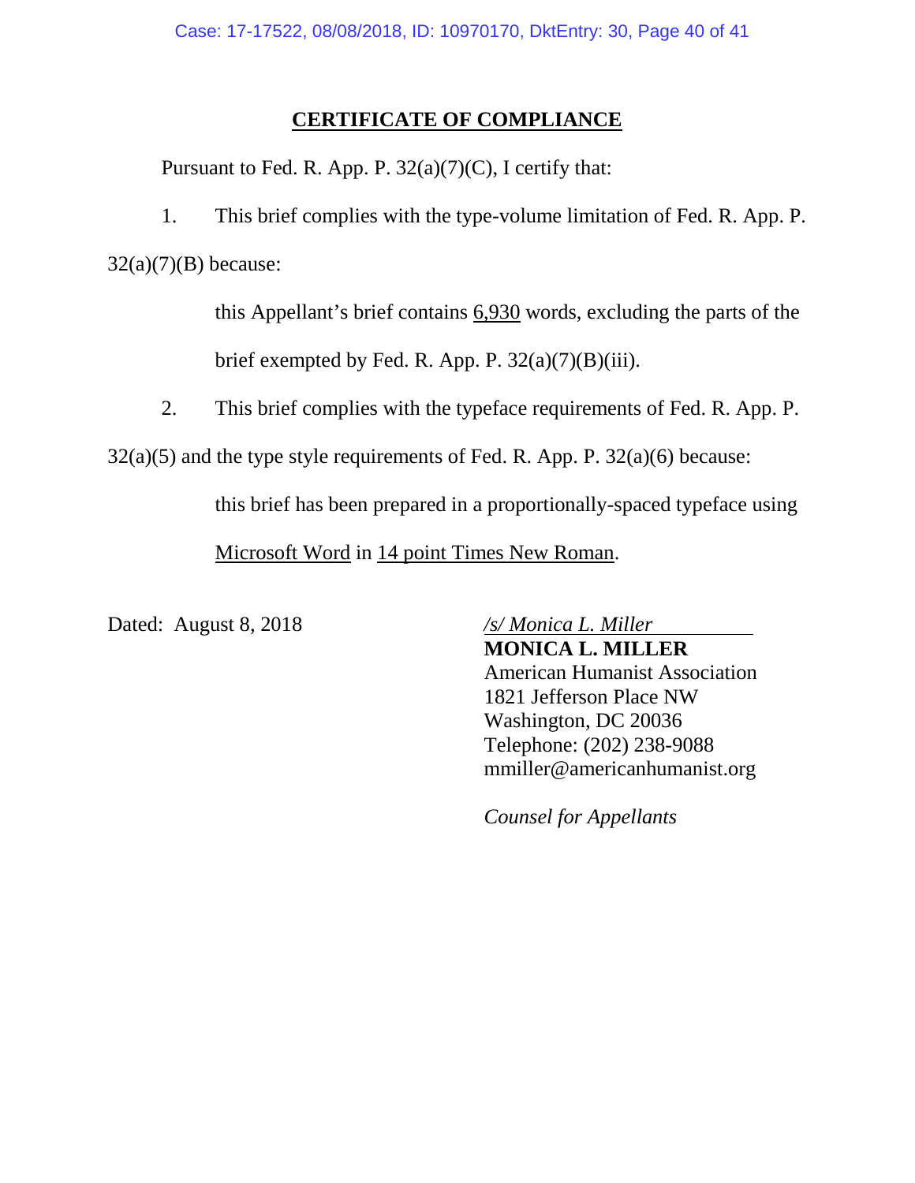## CERTIFICATE OF COMPLIANCE

Pursuant to Fed. R. App. P. 32(a)(7)(C), I certify that:

1. This brief complies with the type-volume limitation of Fed. R. App. P. 32(a)(7)(B) because:

   this Appellant's brief contains 6,930 words, excluding the parts of the brief exempted by Fed. R. App. P. 32(a)(7)(B)(iii).

2. This brief complies with the typeface requirements of Fed. R. App. P. 32(a)(5) and the type style requirements of Fed. R. App. P. 32(a)(6) because:

   this brief has been prepared in a proportionally-spaced typeface using Microsoft Word in 14 point Times New Roman.

Dated: August 8, 2018

*/s/ Monica L. Miller*
**MONICA L. MILLER**
American Humanist Association
1821 Jefferson Place NW
Washington, DC 20036
Telephone: (202) 238-9088
mmiller@americanhumanist.org

*Counsel for Appellants*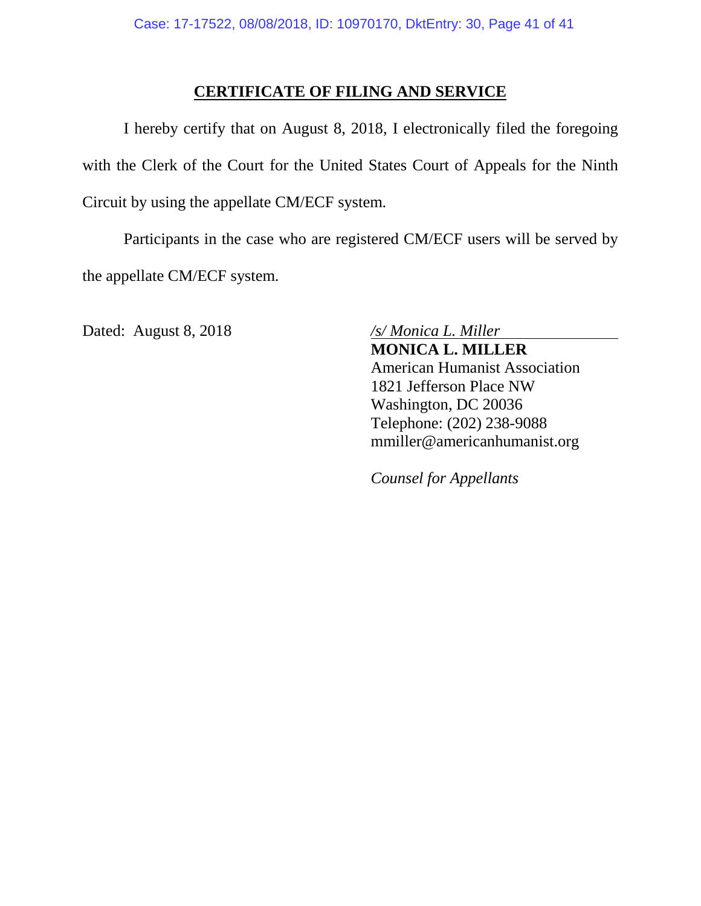## CERTIFICATE OF FILING AND SERVICE

I hereby certify that on August 8, 2018, I electronically filed the foregoing with the Clerk of the Court for the United States Court of Appeals for the Ninth Circuit by using the appellate CM/ECF system.

Participants in the case who are registered CM/ECF users will be served by the appellate CM/ECF system.

Dated: August 8, 2018

*/s/ Monica L. Miller*
**MONICA L. MILLER**
American Humanist Association
1821 Jefferson Place NW
Washington, DC 20036
Telephone: (202) 238-9088
mmiller@americanhumanist.org

*Counsel for Appellants*